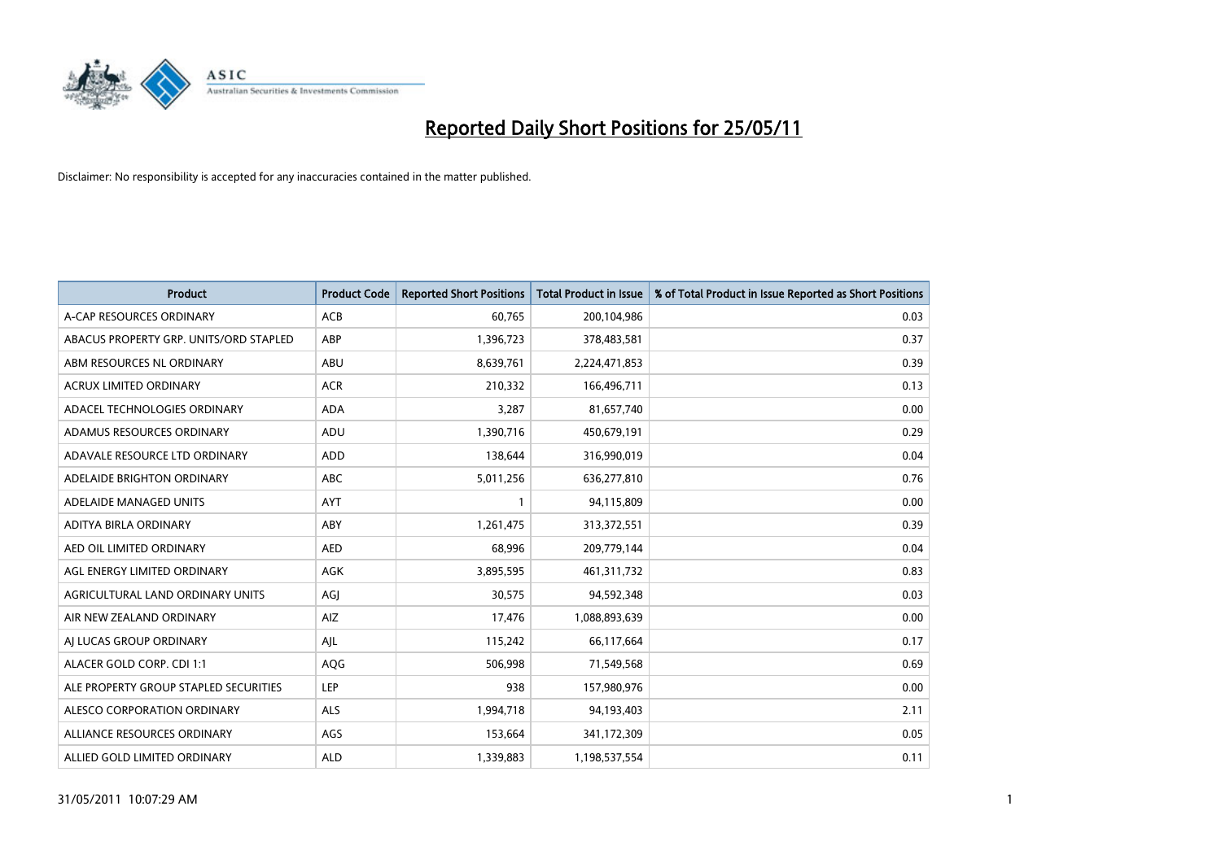# Reported Daily Short Positions for 25/05/11

Disclaimer: No responsibility is accepted for any inaccuracies contained in the matter published.

| Product | Product Code | Reported Short Positions | Total Product in Issue | % of Total Product in Issue Reported as Short Positions |
|---|---|---|---|---|
| A-CAP RESOURCES ORDINARY | ACB | 60,765 | 200,104,986 | 0.03 |
| ABACUS PROPERTY GRP. UNITS/ORD STAPLED | ABP | 1,396,723 | 378,483,581 | 0.37 |
| ABM RESOURCES NL ORDINARY | ABU | 8,639,761 | 2,224,471,853 | 0.39 |
| ACRUX LIMITED ORDINARY | ACR | 210,332 | 166,496,711 | 0.13 |
| ADACEL TECHNOLOGIES ORDINARY | ADA | 3,287 | 81,657,740 | 0.00 |
| ADAMUS RESOURCES ORDINARY | ADU | 1,390,716 | 450,679,191 | 0.29 |
| ADAVALE RESOURCE LTD ORDINARY | ADD | 138,644 | 316,990,019 | 0.04 |
| ADELAIDE BRIGHTON ORDINARY | ABC | 5,011,256 | 636,277,810 | 0.76 |
| ADELAIDE MANAGED UNITS | AYT | 1 | 94,115,809 | 0.00 |
| ADITYA BIRLA ORDINARY | ABY | 1,261,475 | 313,372,551 | 0.39 |
| AED OIL LIMITED ORDINARY | AED | 68,996 | 209,779,144 | 0.04 |
| AGL ENERGY LIMITED ORDINARY | AGK | 3,895,595 | 461,311,732 | 0.83 |
| AGRICULTURAL LAND ORDINARY UNITS | AGJ | 30,575 | 94,592,348 | 0.03 |
| AIR NEW ZEALAND ORDINARY | AIZ | 17,476 | 1,088,893,639 | 0.00 |
| AJ LUCAS GROUP ORDINARY | AJL | 115,242 | 66,117,664 | 0.17 |
| ALACER GOLD CORP. CDI 1:1 | AQG | 506,998 | 71,549,568 | 0.69 |
| ALE PROPERTY GROUP STAPLED SECURITIES | LEP | 938 | 157,980,976 | 0.00 |
| ALESCO CORPORATION ORDINARY | ALS | 1,994,718 | 94,193,403 | 2.11 |
| ALLIANCE RESOURCES ORDINARY | AGS | 153,664 | 341,172,309 | 0.05 |
| ALLIED GOLD LIMITED ORDINARY | ALD | 1,339,883 | 1,198,537,554 | 0.11 |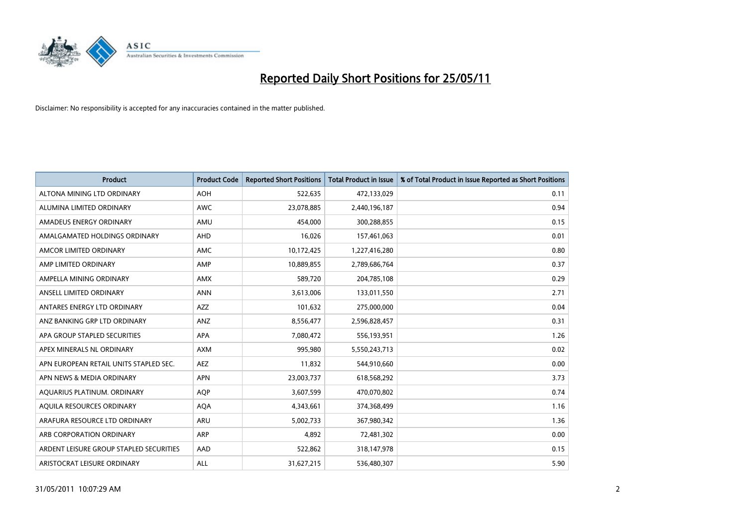# Reported Daily Short Positions for 25/05/11

Disclaimer: No responsibility is accepted for any inaccuracies contained in the matter published.

| Product | Product Code | Reported Short Positions | Total Product in Issue | % of Total Product in Issue Reported as Short Positions |
| --- | --- | --- | --- | --- |
| ALTONA MINING LTD ORDINARY | AOH | 522,635 | 472,133,029 | 0.11 |
| ALUMINA LIMITED ORDINARY | AWC | 23,078,885 | 2,440,196,187 | 0.94 |
| AMADEUS ENERGY ORDINARY | AMU | 454,000 | 300,288,855 | 0.15 |
| AMALGAMATED HOLDINGS ORDINARY | AHD | 16,026 | 157,461,063 | 0.01 |
| AMCOR LIMITED ORDINARY | AMC | 10,172,425 | 1,227,416,280 | 0.80 |
| AMP LIMITED ORDINARY | AMP | 10,889,855 | 2,789,686,764 | 0.37 |
| AMPELLA MINING ORDINARY | AMX | 589,720 | 204,785,108 | 0.29 |
| ANSELL LIMITED ORDINARY | ANN | 3,613,006 | 133,011,550 | 2.71 |
| ANTARES ENERGY LTD ORDINARY | AZZ | 101,632 | 275,000,000 | 0.04 |
| ANZ BANKING GRP LTD ORDINARY | ANZ | 8,556,477 | 2,596,828,457 | 0.31 |
| APA GROUP STAPLED SECURITIES | APA | 7,080,472 | 556,193,951 | 1.26 |
| APEX MINERALS NL ORDINARY | AXM | 995,980 | 5,550,243,713 | 0.02 |
| APN EUROPEAN RETAIL UNITS STAPLED SEC. | AEZ | 11,832 | 544,910,660 | 0.00 |
| APN NEWS & MEDIA ORDINARY | APN | 23,003,737 | 618,568,292 | 3.73 |
| AQUARIUS PLATINUM. ORDINARY | AQP | 3,607,599 | 470,070,802 | 0.74 |
| AQUILA RESOURCES ORDINARY | AQA | 4,343,661 | 374,368,499 | 1.16 |
| ARAFURA RESOURCE LTD ORDINARY | ARU | 5,002,733 | 367,980,342 | 1.36 |
| ARB CORPORATION ORDINARY | ARP | 4,892 | 72,481,302 | 0.00 |
| ARDENT LEISURE GROUP STAPLED SECURITIES | AAD | 522,862 | 318,147,978 | 0.15 |
| ARISTOCRAT LEISURE ORDINARY | ALL | 31,627,215 | 536,480,307 | 5.90 |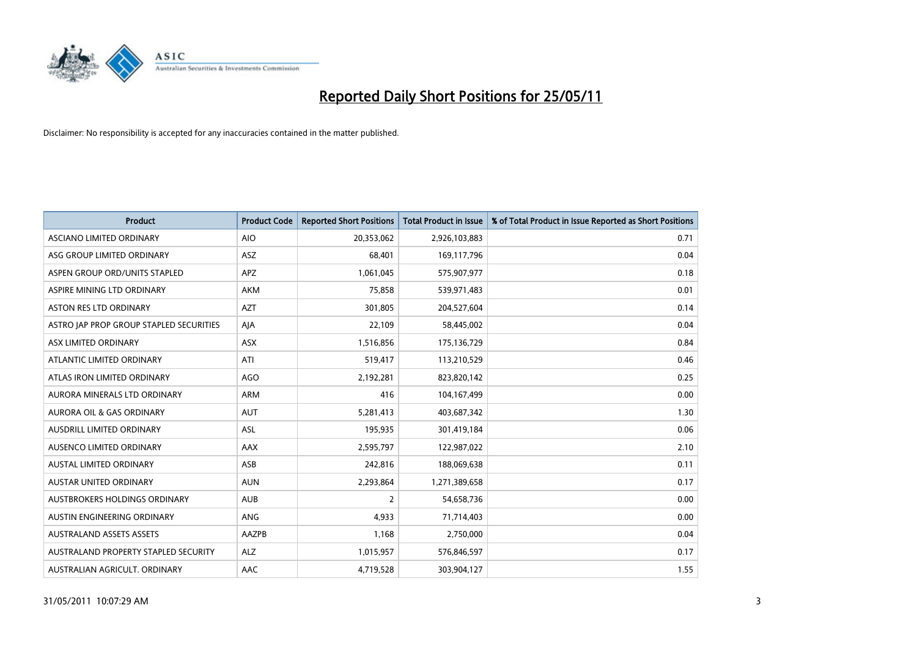# Reported Daily Short Positions for 25/05/11

Disclaimer: No responsibility is accepted for any inaccuracies contained in the matter published.

| Product | Product Code | Reported Short Positions | Total Product in Issue | % of Total Product in Issue Reported as Short Positions |
|---|---|---|---|---|
| ASCIANO LIMITED ORDINARY | AIO | 20,353,062 | 2,926,103,883 | 0.71 |
| ASG GROUP LIMITED ORDINARY | ASZ | 68,401 | 169,117,796 | 0.04 |
| ASPEN GROUP ORD/UNITS STAPLED | APZ | 1,061,045 | 575,907,977 | 0.18 |
| ASPIRE MINING LTD ORDINARY | AKM | 75,858 | 539,971,483 | 0.01 |
| ASTON RES LTD ORDINARY | AZT | 301,805 | 204,527,604 | 0.14 |
| ASTRO JAP PROP GROUP STAPLED SECURITIES | AJA | 22,109 | 58,445,002 | 0.04 |
| ASX LIMITED ORDINARY | ASX | 1,516,856 | 175,136,729 | 0.84 |
| ATLANTIC LIMITED ORDINARY | ATI | 519,417 | 113,210,529 | 0.46 |
| ATLAS IRON LIMITED ORDINARY | AGO | 2,192,281 | 823,820,142 | 0.25 |
| AURORA MINERALS LTD ORDINARY | ARM | 416 | 104,167,499 | 0.00 |
| AURORA OIL & GAS ORDINARY | AUT | 5,281,413 | 403,687,342 | 1.30 |
| AUSDRILL LIMITED ORDINARY | ASL | 195,935 | 301,419,184 | 0.06 |
| AUSENCO LIMITED ORDINARY | AAX | 2,595,797 | 122,987,022 | 2.10 |
| AUSTAL LIMITED ORDINARY | ASB | 242,816 | 188,069,638 | 0.11 |
| AUSTAR UNITED ORDINARY | AUN | 2,293,864 | 1,271,389,658 | 0.17 |
| AUSTBROKERS HOLDINGS ORDINARY | AUB | 2 | 54,658,736 | 0.00 |
| AUSTIN ENGINEERING ORDINARY | ANG | 4,933 | 71,714,403 | 0.00 |
| AUSTRALAND ASSETS ASSETS | AAZPB | 1,168 | 2,750,000 | 0.04 |
| AUSTRALAND PROPERTY STAPLED SECURITY | ALZ | 1,015,957 | 576,846,597 | 0.17 |
| AUSTRALIAN AGRICULT. ORDINARY | AAC | 4,719,528 | 303,904,127 | 1.55 |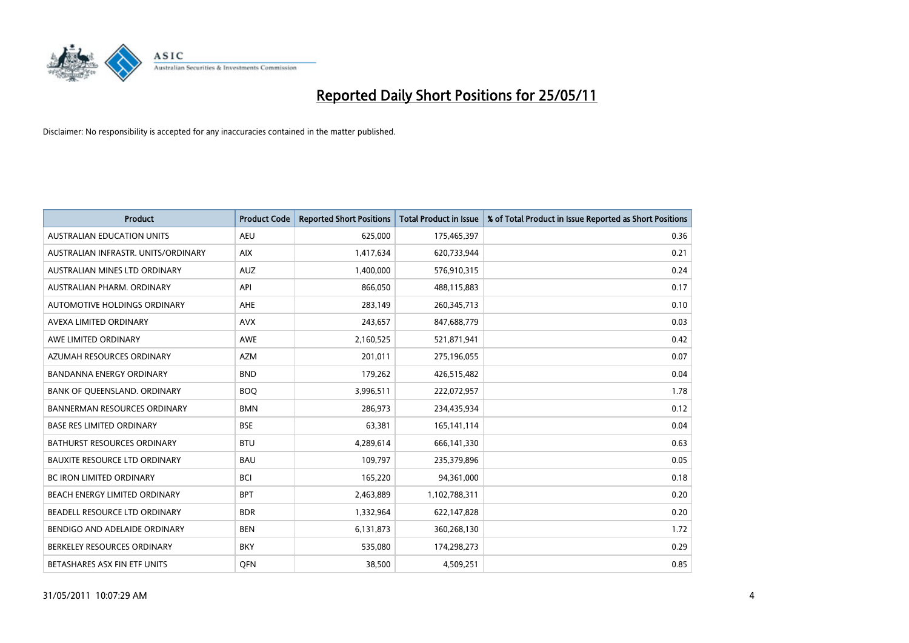# Reported Daily Short Positions for 25/05/11

Disclaimer: No responsibility is accepted for any inaccuracies contained in the matter published.

| Product | Product Code | Reported Short Positions | Total Product in Issue | % of Total Product in Issue Reported as Short Positions |
|---|---|---|---|---|
| AUSTRALIAN EDUCATION UNITS | AEU | 625,000 | 175,465,397 | 0.36 |
| AUSTRALIAN INFRASTR. UNITS/ORDINARY | AIX | 1,417,634 | 620,733,944 | 0.21 |
| AUSTRALIAN MINES LTD ORDINARY | AUZ | 1,400,000 | 576,910,315 | 0.24 |
| AUSTRALIAN PHARM. ORDINARY | API | 866,050 | 488,115,883 | 0.17 |
| AUTOMOTIVE HOLDINGS ORDINARY | AHE | 283,149 | 260,345,713 | 0.10 |
| AVEXA LIMITED ORDINARY | AVX | 243,657 | 847,688,779 | 0.03 |
| AWE LIMITED ORDINARY | AWE | 2,160,525 | 521,871,941 | 0.42 |
| AZUMAH RESOURCES ORDINARY | AZM | 201,011 | 275,196,055 | 0.07 |
| BANDANNA ENERGY ORDINARY | BND | 179,262 | 426,515,482 | 0.04 |
| BANK OF QUEENSLAND. ORDINARY | BOQ | 3,996,511 | 222,072,957 | 1.78 |
| BANNERMAN RESOURCES ORDINARY | BMN | 286,973 | 234,435,934 | 0.12 |
| BASE RES LIMITED ORDINARY | BSE | 63,381 | 165,141,114 | 0.04 |
| BATHURST RESOURCES ORDINARY | BTU | 4,289,614 | 666,141,330 | 0.63 |
| BAUXITE RESOURCE LTD ORDINARY | BAU | 109,797 | 235,379,896 | 0.05 |
| BC IRON LIMITED ORDINARY | BCI | 165,220 | 94,361,000 | 0.18 |
| BEACH ENERGY LIMITED ORDINARY | BPT | 2,463,889 | 1,102,788,311 | 0.20 |
| BEADELL RESOURCE LTD ORDINARY | BDR | 1,332,964 | 622,147,828 | 0.20 |
| BENDIGO AND ADELAIDE ORDINARY | BEN | 6,131,873 | 360,268,130 | 1.72 |
| BERKELEY RESOURCES ORDINARY | BKY | 535,080 | 174,298,273 | 0.29 |
| BETASHARES ASX FIN ETF UNITS | QFN | 38,500 | 4,509,251 | 0.85 |

31/05/2011 10:07:29 AM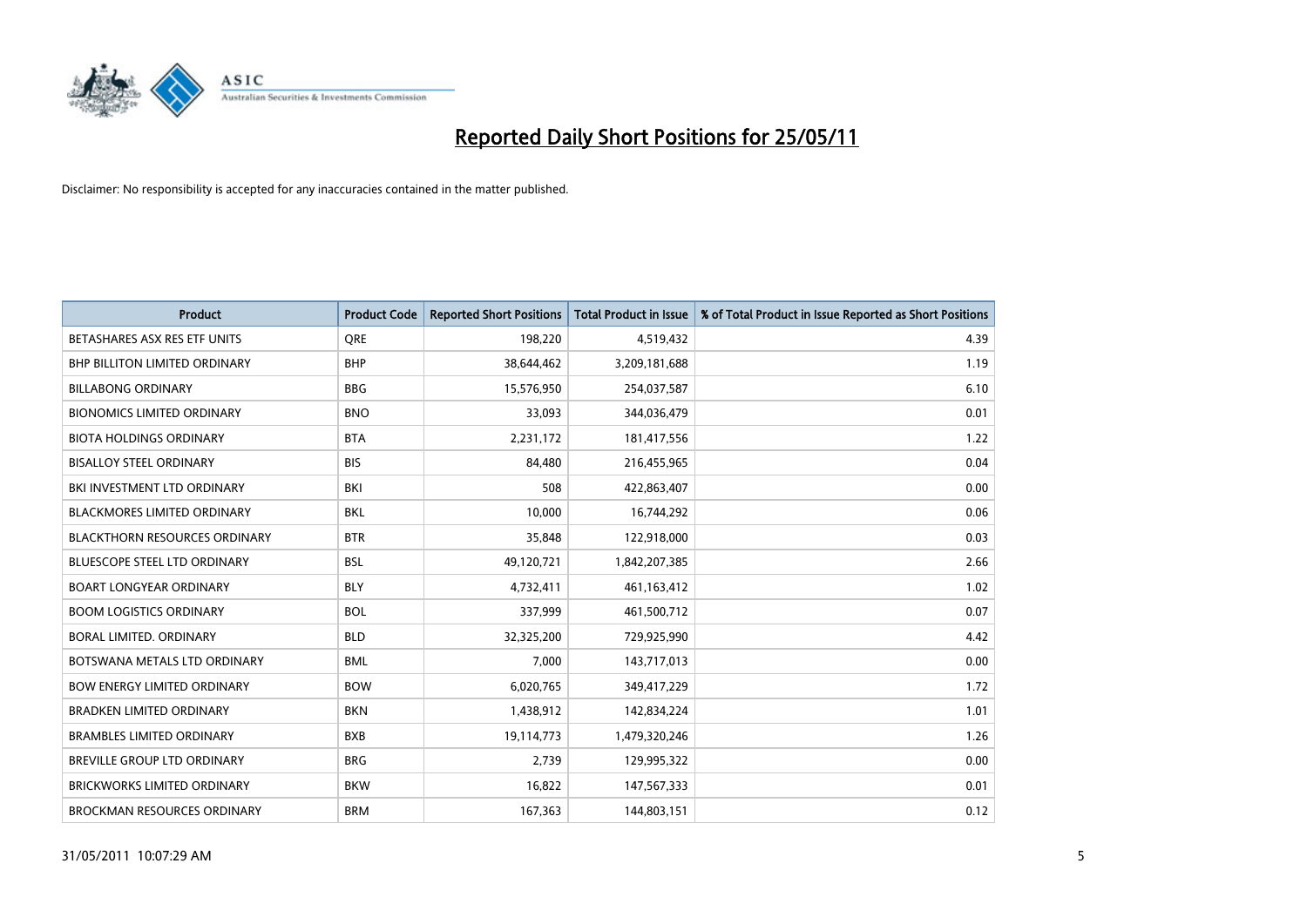# Reported Daily Short Positions for 25/05/11

Disclaimer: No responsibility is accepted for any inaccuracies contained in the matter published.

| Product | Product Code | Reported Short Positions | Total Product in Issue | % of Total Product in Issue Reported as Short Positions |
|---|---|---|---|---|
| BETASHARES ASX RES ETF UNITS | QRE | 198,220 | 4,519,432 | 4.39 |
| BHP BILLITON LIMITED ORDINARY | BHP | 38,644,462 | 3,209,181,688 | 1.19 |
| BILLABONG ORDINARY | BBG | 15,576,950 | 254,037,587 | 6.10 |
| BIONOMICS LIMITED ORDINARY | BNO | 33,093 | 344,036,479 | 0.01 |
| BIOTA HOLDINGS ORDINARY | BTA | 2,231,172 | 181,417,556 | 1.22 |
| BISALLOY STEEL ORDINARY | BIS | 84,480 | 216,455,965 | 0.04 |
| BKI INVESTMENT LTD ORDINARY | BKI | 508 | 422,863,407 | 0.00 |
| BLACKMORES LIMITED ORDINARY | BKL | 10,000 | 16,744,292 | 0.06 |
| BLACKTHORN RESOURCES ORDINARY | BTR | 35,848 | 122,918,000 | 0.03 |
| BLUESCOPE STEEL LTD ORDINARY | BSL | 49,120,721 | 1,842,207,385 | 2.66 |
| BOART LONGYEAR ORDINARY | BLY | 4,732,411 | 461,163,412 | 1.02 |
| BOOM LOGISTICS ORDINARY | BOL | 337,999 | 461,500,712 | 0.07 |
| BORAL LIMITED. ORDINARY | BLD | 32,325,200 | 729,925,990 | 4.42 |
| BOTSWANA METALS LTD ORDINARY | BML | 7,000 | 143,717,013 | 0.00 |
| BOW ENERGY LIMITED ORDINARY | BOW | 6,020,765 | 349,417,229 | 1.72 |
| BRADKEN LIMITED ORDINARY | BKN | 1,438,912 | 142,834,224 | 1.01 |
| BRAMBLES LIMITED ORDINARY | BXB | 19,114,773 | 1,479,320,246 | 1.26 |
| BREVILLE GROUP LTD ORDINARY | BRG | 2,739 | 129,995,322 | 0.00 |
| BRICKWORKS LIMITED ORDINARY | BKW | 16,822 | 147,567,333 | 0.01 |
| BROCKMAN RESOURCES ORDINARY | BRM | 167,363 | 144,803,151 | 0.12 |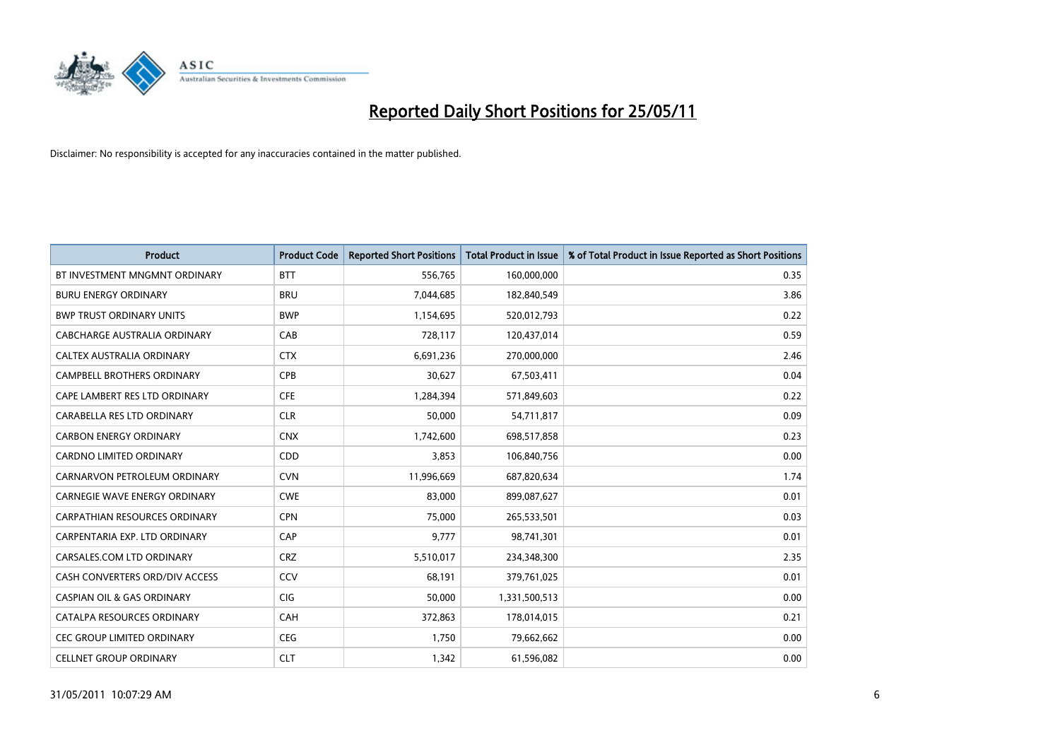# Reported Daily Short Positions for 25/05/11

Disclaimer: No responsibility is accepted for any inaccuracies contained in the matter published.

| Product | Product Code | Reported Short Positions | Total Product in Issue | % of Total Product in Issue Reported as Short Positions |
|---|---|---|---|---|
| BT INVESTMENT MNGMNT ORDINARY | BTT | 556,765 | 160,000,000 | 0.35 |
| BURU ENERGY ORDINARY | BRU | 7,044,685 | 182,840,549 | 3.86 |
| BWP TRUST ORDINARY UNITS | BWP | 1,154,695 | 520,012,793 | 0.22 |
| CABCHARGE AUSTRALIA ORDINARY | CAB | 728,117 | 120,437,014 | 0.59 |
| CALTEX AUSTRALIA ORDINARY | CTX | 6,691,236 | 270,000,000 | 2.46 |
| CAMPBELL BROTHERS ORDINARY | CPB | 30,627 | 67,503,411 | 0.04 |
| CAPE LAMBERT RES LTD ORDINARY | CFE | 1,284,394 | 571,849,603 | 0.22 |
| CARABELLA RES LTD ORDINARY | CLR | 50,000 | 54,711,817 | 0.09 |
| CARBON ENERGY ORDINARY | CNX | 1,742,600 | 698,517,858 | 0.23 |
| CARDNO LIMITED ORDINARY | CDD | 3,853 | 106,840,756 | 0.00 |
| CARNARVON PETROLEUM ORDINARY | CVN | 11,996,669 | 687,820,634 | 1.74 |
| CARNEGIE WAVE ENERGY ORDINARY | CWE | 83,000 | 899,087,627 | 0.01 |
| CARPATHIAN RESOURCES ORDINARY | CPN | 75,000 | 265,533,501 | 0.03 |
| CARPENTARIA EXP. LTD ORDINARY | CAP | 9,777 | 98,741,301 | 0.01 |
| CARSALES.COM LTD ORDINARY | CRZ | 5,510,017 | 234,348,300 | 2.35 |
| CASH CONVERTERS ORD/DIV ACCESS | CCV | 68,191 | 379,761,025 | 0.01 |
| CASPIAN OIL & GAS ORDINARY | CIG | 50,000 | 1,331,500,513 | 0.00 |
| CATALPA RESOURCES ORDINARY | CAH | 372,863 | 178,014,015 | 0.21 |
| CEC GROUP LIMITED ORDINARY | CEG | 1,750 | 79,662,662 | 0.00 |
| CELLNET GROUP ORDINARY | CLT | 1,342 | 61,596,082 | 0.00 |

31/05/2011 10:07:29 AM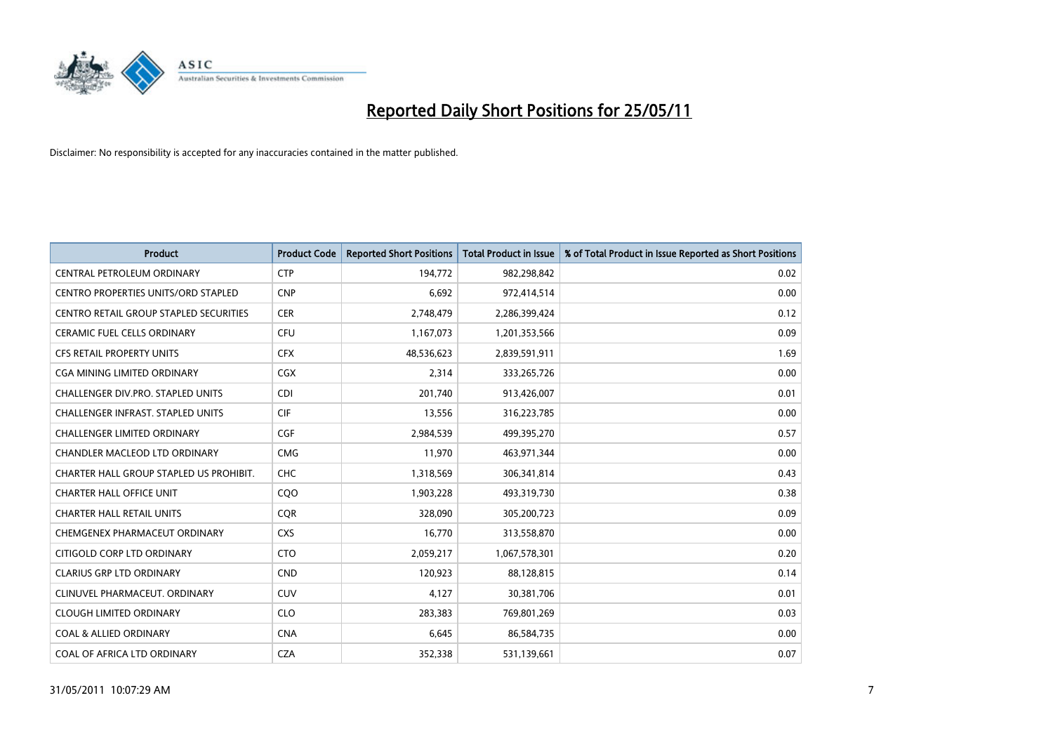# Reported Daily Short Positions for 25/05/11

Disclaimer: No responsibility is accepted for any inaccuracies contained in the matter published.

| Product | Product Code | Reported Short Positions | Total Product in Issue | % of Total Product in Issue Reported as Short Positions |
|---|---|---|---|---|
| CENTRAL PETROLEUM ORDINARY | CTP | 194,772 | 982,298,842 | 0.02 |
| CENTRO PROPERTIES UNITS/ORD STAPLED | CNP | 6,692 | 972,414,514 | 0.00 |
| CENTRO RETAIL GROUP STAPLED SECURITIES | CER | 2,748,479 | 2,286,399,424 | 0.12 |
| CERAMIC FUEL CELLS ORDINARY | CFU | 1,167,073 | 1,201,353,566 | 0.09 |
| CFS RETAIL PROPERTY UNITS | CFX | 48,536,623 | 2,839,591,911 | 1.69 |
| CGA MINING LIMITED ORDINARY | CGX | 2,314 | 333,265,726 | 0.00 |
| CHALLENGER DIV.PRO. STAPLED UNITS | CDI | 201,740 | 913,426,007 | 0.01 |
| CHALLENGER INFRAST. STAPLED UNITS | CIF | 13,556 | 316,223,785 | 0.00 |
| CHALLENGER LIMITED ORDINARY | CGF | 2,984,539 | 499,395,270 | 0.57 |
| CHANDLER MACLEOD LTD ORDINARY | CMG | 11,970 | 463,971,344 | 0.00 |
| CHARTER HALL GROUP STAPLED US PROHIBIT. | CHC | 1,318,569 | 306,341,814 | 0.43 |
| CHARTER HALL OFFICE UNIT | CQO | 1,903,228 | 493,319,730 | 0.38 |
| CHARTER HALL RETAIL UNITS | CQR | 328,090 | 305,200,723 | 0.09 |
| CHEMGENEX PHARMACEUT ORDINARY | CXS | 16,770 | 313,558,870 | 0.00 |
| CITIGOLD CORP LTD ORDINARY | CTO | 2,059,217 | 1,067,578,301 | 0.20 |
| CLARIUS GRP LTD ORDINARY | CND | 120,923 | 88,128,815 | 0.14 |
| CLINUVEL PHARMACEUT. ORDINARY | CUV | 4,127 | 30,381,706 | 0.01 |
| CLOUGH LIMITED ORDINARY | CLO | 283,383 | 769,801,269 | 0.03 |
| COAL & ALLIED ORDINARY | CNA | 6,645 | 86,584,735 | 0.00 |
| COAL OF AFRICA LTD ORDINARY | CZA | 352,338 | 531,139,661 | 0.07 |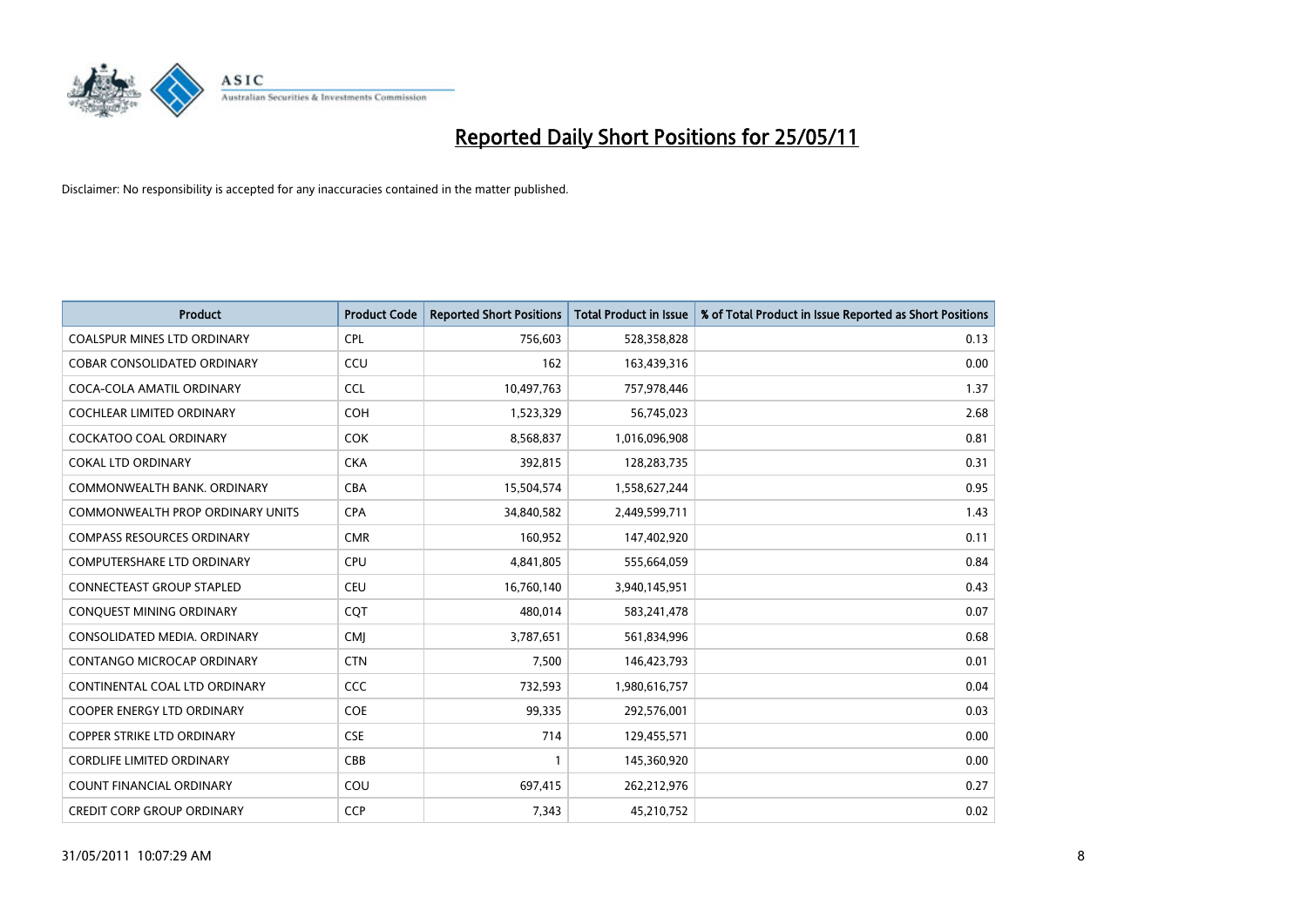# Reported Daily Short Positions for 25/05/11

Disclaimer: No responsibility is accepted for any inaccuracies contained in the matter published.

| Product | Product Code | Reported Short Positions | Total Product in Issue | % of Total Product in Issue Reported as Short Positions |
|---|---|---|---|---|
| COALSPUR MINES LTD ORDINARY | CPL | 756,603 | 528,358,828 | 0.13 |
| COBAR CONSOLIDATED ORDINARY | CCU | 162 | 163,439,316 | 0.00 |
| COCA-COLA AMATIL ORDINARY | CCL | 10,497,763 | 757,978,446 | 1.37 |
| COCHLEAR LIMITED ORDINARY | COH | 1,523,329 | 56,745,023 | 2.68 |
| COCKATOO COAL ORDINARY | COK | 8,568,837 | 1,016,096,908 | 0.81 |
| COKAL LTD ORDINARY | CKA | 392,815 | 128,283,735 | 0.31 |
| COMMONWEALTH BANK. ORDINARY | CBA | 15,504,574 | 1,558,627,244 | 0.95 |
| COMMONWEALTH PROP ORDINARY UNITS | CPA | 34,840,582 | 2,449,599,711 | 1.43 |
| COMPASS RESOURCES ORDINARY | CMR | 160,952 | 147,402,920 | 0.11 |
| COMPUTERSHARE LTD ORDINARY | CPU | 4,841,805 | 555,664,059 | 0.84 |
| CONNECTEAST GROUP STAPLED | CEU | 16,760,140 | 3,940,145,951 | 0.43 |
| CONQUEST MINING ORDINARY | CQT | 480,014 | 583,241,478 | 0.07 |
| CONSOLIDATED MEDIA. ORDINARY | CMJ | 3,787,651 | 561,834,996 | 0.68 |
| CONTANGO MICROCAP ORDINARY | CTN | 7,500 | 146,423,793 | 0.01 |
| CONTINENTAL COAL LTD ORDINARY | CCC | 732,593 | 1,980,616,757 | 0.04 |
| COOPER ENERGY LTD ORDINARY | COE | 99,335 | 292,576,001 | 0.03 |
| COPPER STRIKE LTD ORDINARY | CSE | 714 | 129,455,571 | 0.00 |
| CORDLIFE LIMITED ORDINARY | CBB | 1 | 145,360,920 | 0.00 |
| COUNT FINANCIAL ORDINARY | COU | 697,415 | 262,212,976 | 0.27 |
| CREDIT CORP GROUP ORDINARY | CCP | 7,343 | 45,210,752 | 0.02 |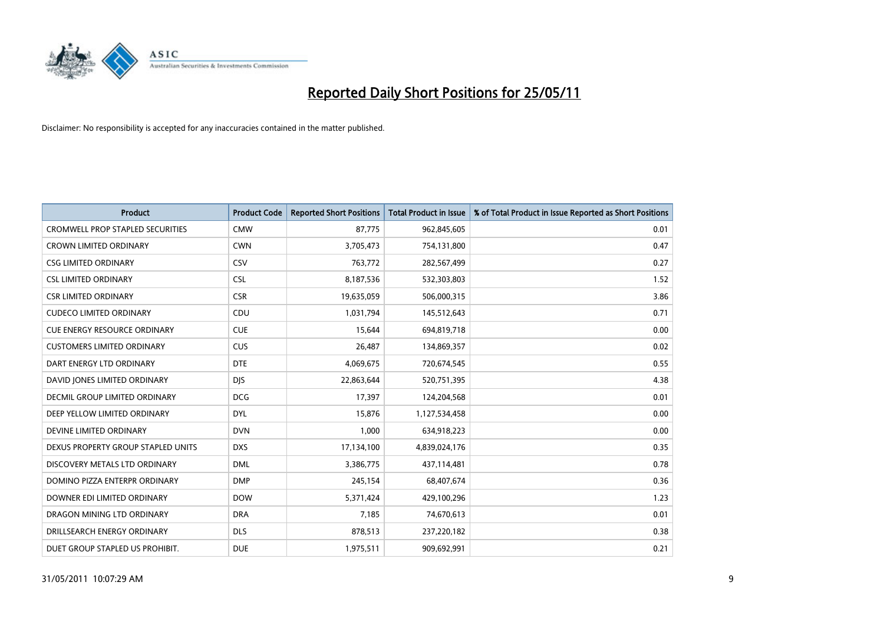# Reported Daily Short Positions for 25/05/11

Disclaimer: No responsibility is accepted for any inaccuracies contained in the matter published.

| Product | Product Code | Reported Short Positions | Total Product in Issue | % of Total Product in Issue Reported as Short Positions |
|---|---|---|---|---|
| CROMWELL PROP STAPLED SECURITIES | CMW | 87,775 | 962,845,605 | 0.01 |
| CROWN LIMITED ORDINARY | CWN | 3,705,473 | 754,131,800 | 0.47 |
| CSG LIMITED ORDINARY | CSV | 763,772 | 282,567,499 | 0.27 |
| CSL LIMITED ORDINARY | CSL | 8,187,536 | 532,303,803 | 1.52 |
| CSR LIMITED ORDINARY | CSR | 19,635,059 | 506,000,315 | 3.86 |
| CUDECO LIMITED ORDINARY | CDU | 1,031,794 | 145,512,643 | 0.71 |
| CUE ENERGY RESOURCE ORDINARY | CUE | 15,644 | 694,819,718 | 0.00 |
| CUSTOMERS LIMITED ORDINARY | CUS | 26,487 | 134,869,357 | 0.02 |
| DART ENERGY LTD ORDINARY | DTE | 4,069,675 | 720,674,545 | 0.55 |
| DAVID JONES LIMITED ORDINARY | DJS | 22,863,644 | 520,751,395 | 4.38 |
| DECMIL GROUP LIMITED ORDINARY | DCG | 17,397 | 124,204,568 | 0.01 |
| DEEP YELLOW LIMITED ORDINARY | DYL | 15,876 | 1,127,534,458 | 0.00 |
| DEVINE LIMITED ORDINARY | DVN | 1,000 | 634,918,223 | 0.00 |
| DEXUS PROPERTY GROUP STAPLED UNITS | DXS | 17,134,100 | 4,839,024,176 | 0.35 |
| DISCOVERY METALS LTD ORDINARY | DML | 3,386,775 | 437,114,481 | 0.78 |
| DOMINO PIZZA ENTERPR ORDINARY | DMP | 245,154 | 68,407,674 | 0.36 |
| DOWNER EDI LIMITED ORDINARY | DOW | 5,371,424 | 429,100,296 | 1.23 |
| DRAGON MINING LTD ORDINARY | DRA | 7,185 | 74,670,613 | 0.01 |
| DRILLSEARCH ENERGY ORDINARY | DLS | 878,513 | 237,220,182 | 0.38 |
| DUET GROUP STAPLED US PROHIBIT. | DUE | 1,975,511 | 909,692,991 | 0.21 |

31/05/2011 10:07:29 AM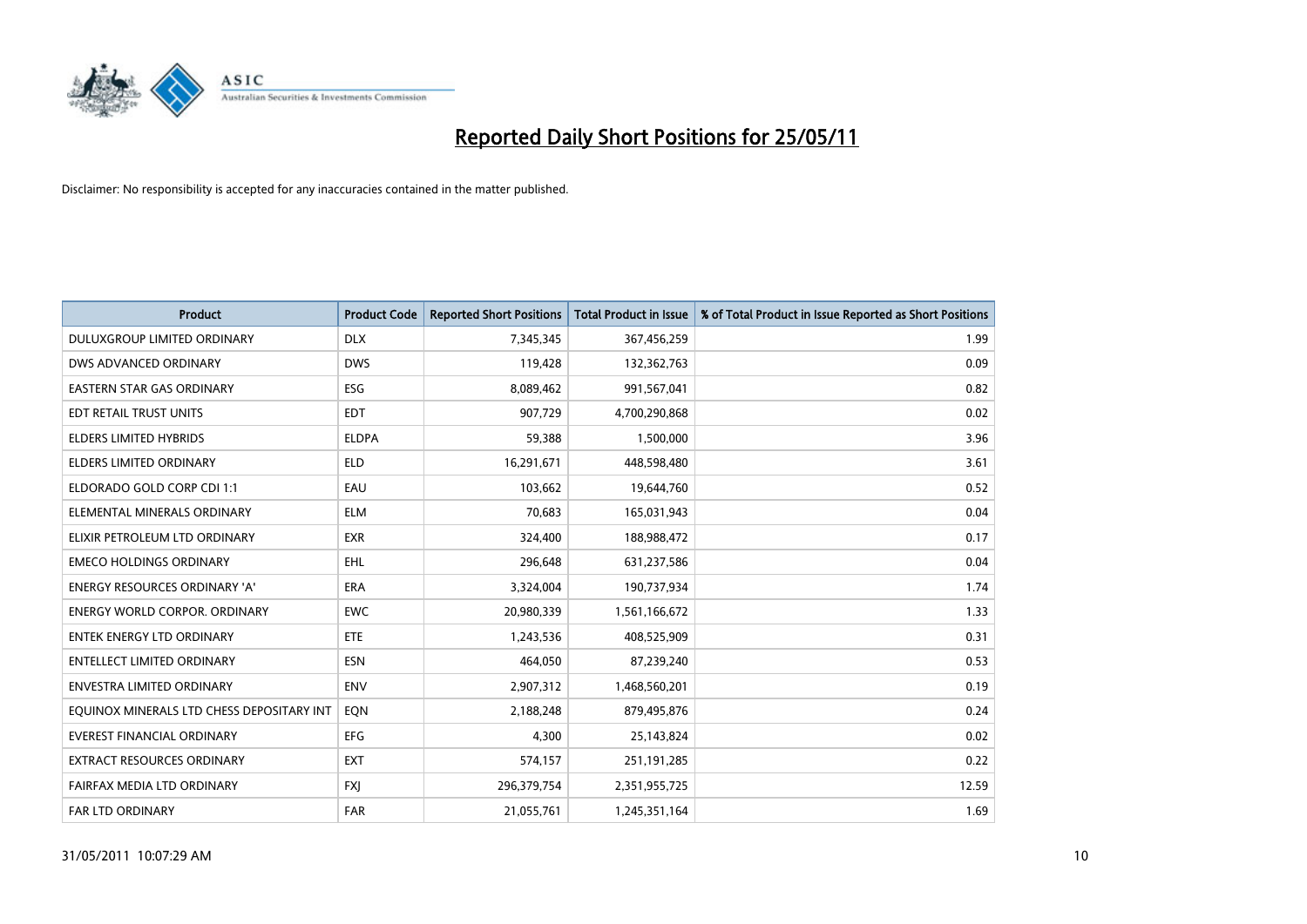# Reported Daily Short Positions for 25/05/11

Disclaimer: No responsibility is accepted for any inaccuracies contained in the matter published.

| Product | Product Code | Reported Short Positions | Total Product in Issue | % of Total Product in Issue Reported as Short Positions |
|---|---|---|---|---|
| DULUXGROUP LIMITED ORDINARY | DLX | 7,345,345 | 367,456,259 | 1.99 |
| DWS ADVANCED ORDINARY | DWS | 119,428 | 132,362,763 | 0.09 |
| EASTERN STAR GAS ORDINARY | ESG | 8,089,462 | 991,567,041 | 0.82 |
| EDT RETAIL TRUST UNITS | EDT | 907,729 | 4,700,290,868 | 0.02 |
| ELDERS LIMITED HYBRIDS | ELDPA | 59,388 | 1,500,000 | 3.96 |
| ELDERS LIMITED ORDINARY | ELD | 16,291,671 | 448,598,480 | 3.61 |
| ELDORADO GOLD CORP CDI 1:1 | EAU | 103,662 | 19,644,760 | 0.52 |
| ELEMENTAL MINERALS ORDINARY | ELM | 70,683 | 165,031,943 | 0.04 |
| ELIXIR PETROLEUM LTD ORDINARY | EXR | 324,400 | 188,988,472 | 0.17 |
| EMECO HOLDINGS ORDINARY | EHL | 296,648 | 631,237,586 | 0.04 |
| ENERGY RESOURCES ORDINARY 'A' | ERA | 3,324,004 | 190,737,934 | 1.74 |
| ENERGY WORLD CORPOR. ORDINARY | EWC | 20,980,339 | 1,561,166,672 | 1.33 |
| ENTEK ENERGY LTD ORDINARY | ETE | 1,243,536 | 408,525,909 | 0.31 |
| ENTELLECT LIMITED ORDINARY | ESN | 464,050 | 87,239,240 | 0.53 |
| ENVESTRA LIMITED ORDINARY | ENV | 2,907,312 | 1,468,560,201 | 0.19 |
| EQUINOX MINERALS LTD CHESS DEPOSITARY INT | EQN | 2,188,248 | 879,495,876 | 0.24 |
| EVEREST FINANCIAL ORDINARY | EFG | 4,300 | 25,143,824 | 0.02 |
| EXTRACT RESOURCES ORDINARY | EXT | 574,157 | 251,191,285 | 0.22 |
| FAIRFAX MEDIA LTD ORDINARY | FXJ | 296,379,754 | 2,351,955,725 | 12.59 |
| FAR LTD ORDINARY | FAR | 21,055,761 | 1,245,351,164 | 1.69 |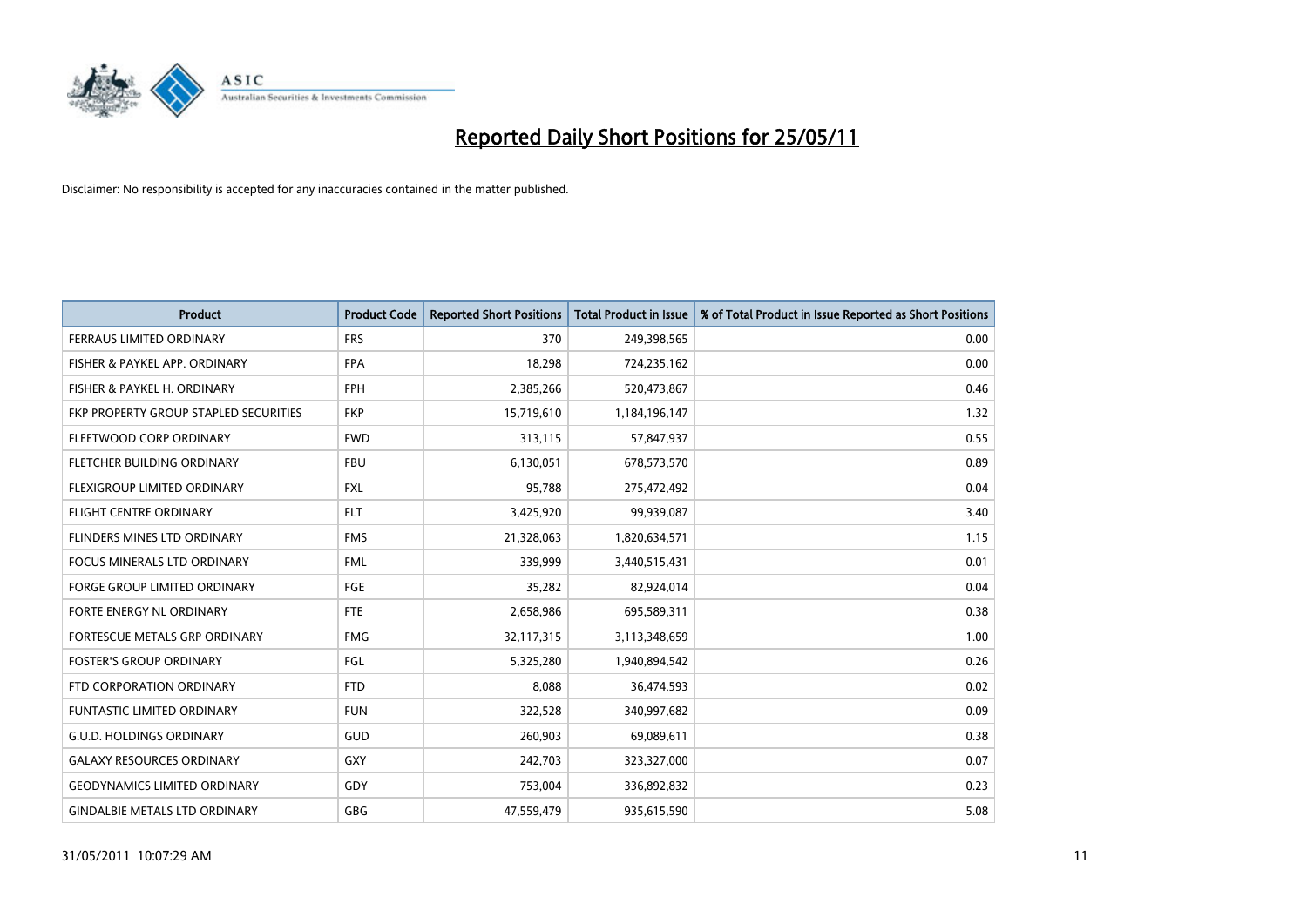# Reported Daily Short Positions for 25/05/11

Disclaimer: No responsibility is accepted for any inaccuracies contained in the matter published.

| Product | Product Code | Reported Short Positions | Total Product in Issue | % of Total Product in Issue Reported as Short Positions |
|---|---|---|---|---|
| FERRAUS LIMITED ORDINARY | FRS | 370 | 249,398,565 | 0.00 |
| FISHER & PAYKEL APP. ORDINARY | FPA | 18,298 | 724,235,162 | 0.00 |
| FISHER & PAYKEL H. ORDINARY | FPH | 2,385,266 | 520,473,867 | 0.46 |
| FKP PROPERTY GROUP STAPLED SECURITIES | FKP | 15,719,610 | 1,184,196,147 | 1.32 |
| FLEETWOOD CORP ORDINARY | FWD | 313,115 | 57,847,937 | 0.55 |
| FLETCHER BUILDING ORDINARY | FBU | 6,130,051 | 678,573,570 | 0.89 |
| FLEXIGROUP LIMITED ORDINARY | FXL | 95,788 | 275,472,492 | 0.04 |
| FLIGHT CENTRE ORDINARY | FLT | 3,425,920 | 99,939,087 | 3.40 |
| FLINDERS MINES LTD ORDINARY | FMS | 21,328,063 | 1,820,634,571 | 1.15 |
| FOCUS MINERALS LTD ORDINARY | FML | 339,999 | 3,440,515,431 | 0.01 |
| FORGE GROUP LIMITED ORDINARY | FGE | 35,282 | 82,924,014 | 0.04 |
| FORTE ENERGY NL ORDINARY | FTE | 2,658,986 | 695,589,311 | 0.38 |
| FORTESCUE METALS GRP ORDINARY | FMG | 32,117,315 | 3,113,348,659 | 1.00 |
| FOSTER'S GROUP ORDINARY | FGL | 5,325,280 | 1,940,894,542 | 0.26 |
| FTD CORPORATION ORDINARY | FTD | 8,088 | 36,474,593 | 0.02 |
| FUNTASTIC LIMITED ORDINARY | FUN | 322,528 | 340,997,682 | 0.09 |
| G.U.D. HOLDINGS ORDINARY | GUD | 260,903 | 69,089,611 | 0.38 |
| GALAXY RESOURCES ORDINARY | GXY | 242,703 | 323,327,000 | 0.07 |
| GEODYNAMICS LIMITED ORDINARY | GDY | 753,004 | 336,892,832 | 0.23 |
| GINDALBIE METALS LTD ORDINARY | GBG | 47,559,479 | 935,615,590 | 5.08 |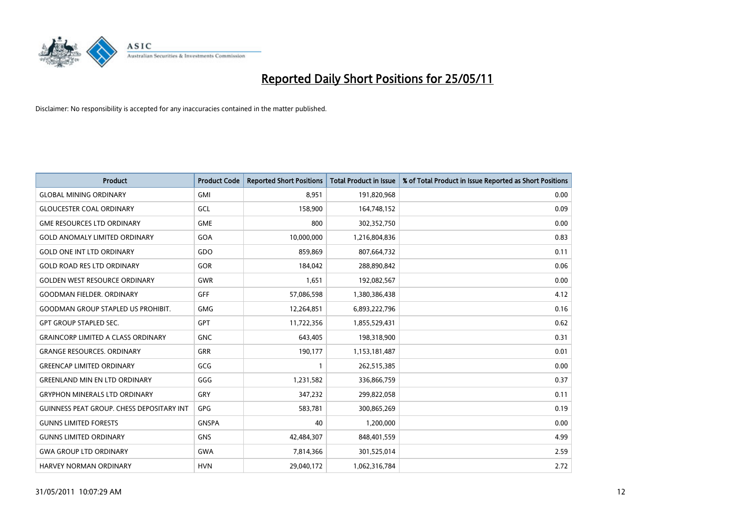# Reported Daily Short Positions for 25/05/11

Disclaimer: No responsibility is accepted for any inaccuracies contained in the matter published.

| Product | Product Code | Reported Short Positions | Total Product in Issue | % of Total Product in Issue Reported as Short Positions |
|---|---|---|---|---|
| GLOBAL MINING ORDINARY | GMI | 8,951 | 191,820,968 | 0.00 |
| GLOUCESTER COAL ORDINARY | GCL | 158,900 | 164,748,152 | 0.09 |
| GME RESOURCES LTD ORDINARY | GME | 800 | 302,352,750 | 0.00 |
| GOLD ANOMALY LIMITED ORDINARY | GOA | 10,000,000 | 1,216,804,836 | 0.83 |
| GOLD ONE INT LTD ORDINARY | GDO | 859,869 | 807,664,732 | 0.11 |
| GOLD ROAD RES LTD ORDINARY | GOR | 184,042 | 288,890,842 | 0.06 |
| GOLDEN WEST RESOURCE ORDINARY | GWR | 1,651 | 192,082,567 | 0.00 |
| GOODMAN FIELDER. ORDINARY | GFF | 57,086,598 | 1,380,386,438 | 4.12 |
| GOODMAN GROUP STAPLED US PROHIBIT. | GMG | 12,264,851 | 6,893,222,796 | 0.16 |
| GPT GROUP STAPLED SEC. | GPT | 11,722,356 | 1,855,529,431 | 0.62 |
| GRAINCORP LIMITED A CLASS ORDINARY | GNC | 643,405 | 198,318,900 | 0.31 |
| GRANGE RESOURCES. ORDINARY | GRR | 190,177 | 1,153,181,487 | 0.01 |
| GREENCAP LIMITED ORDINARY | GCG | 1 | 262,515,385 | 0.00 |
| GREENLAND MIN EN LTD ORDINARY | GGG | 1,231,582 | 336,866,759 | 0.37 |
| GRYPHON MINERALS LTD ORDINARY | GRY | 347,232 | 299,822,058 | 0.11 |
| GUINNESS PEAT GROUP. CHESS DEPOSITARY INT | GPG | 583,781 | 300,865,269 | 0.19 |
| GUNNS LIMITED FORESTS | GNSPA | 40 | 1,200,000 | 0.00 |
| GUNNS LIMITED ORDINARY | GNS | 42,484,307 | 848,401,559 | 4.99 |
| GWA GROUP LTD ORDINARY | GWA | 7,814,366 | 301,525,014 | 2.59 |
| HARVEY NORMAN ORDINARY | HVN | 29,040,172 | 1,062,316,784 | 2.72 |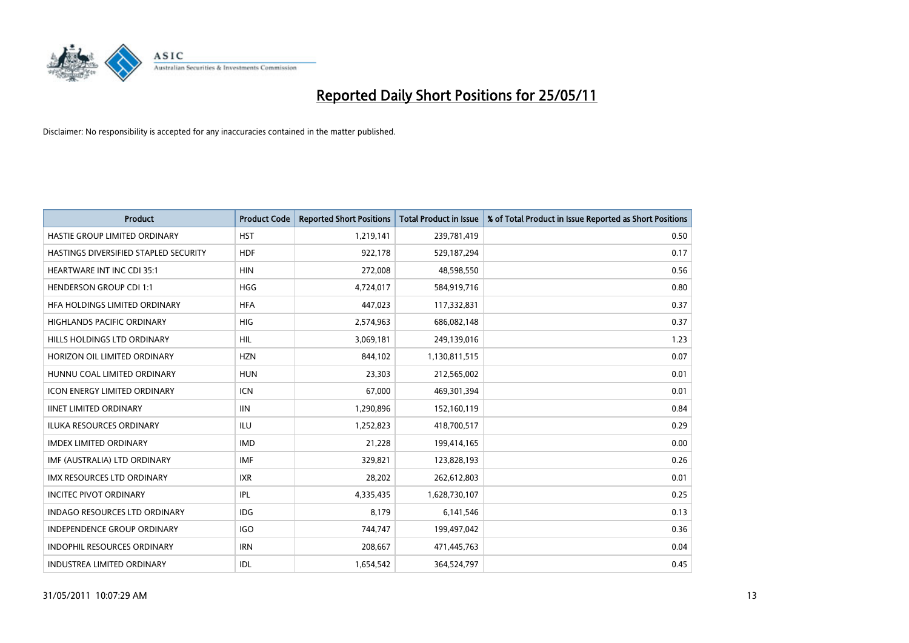# Reported Daily Short Positions for 25/05/11

Disclaimer: No responsibility is accepted for any inaccuracies contained in the matter published.

| Product | Product Code | Reported Short Positions | Total Product in Issue | % of Total Product in Issue Reported as Short Positions |
|---|---|---|---|---|
| HASTIE GROUP LIMITED ORDINARY | HST | 1,219,141 | 239,781,419 | 0.50 |
| HASTINGS DIVERSIFIED STAPLED SECURITY | HDF | 922,178 | 529,187,294 | 0.17 |
| HEARTWARE INT INC CDI 35:1 | HIN | 272,008 | 48,598,550 | 0.56 |
| HENDERSON GROUP CDI 1:1 | HGG | 4,724,017 | 584,919,716 | 0.80 |
| HFA HOLDINGS LIMITED ORDINARY | HFA | 447,023 | 117,332,831 | 0.37 |
| HIGHLANDS PACIFIC ORDINARY | HIG | 2,574,963 | 686,082,148 | 0.37 |
| HILLS HOLDINGS LTD ORDINARY | HIL | 3,069,181 | 249,139,016 | 1.23 |
| HORIZON OIL LIMITED ORDINARY | HZN | 844,102 | 1,130,811,515 | 0.07 |
| HUNNU COAL LIMITED ORDINARY | HUN | 23,303 | 212,565,002 | 0.01 |
| ICON ENERGY LIMITED ORDINARY | ICN | 67,000 | 469,301,394 | 0.01 |
| IINET LIMITED ORDINARY | IIN | 1,290,896 | 152,160,119 | 0.84 |
| ILUKA RESOURCES ORDINARY | ILU | 1,252,823 | 418,700,517 | 0.29 |
| IMDEX LIMITED ORDINARY | IMD | 21,228 | 199,414,165 | 0.00 |
| IMF (AUSTRALIA) LTD ORDINARY | IMF | 329,821 | 123,828,193 | 0.26 |
| IMX RESOURCES LTD ORDINARY | IXR | 28,202 | 262,612,803 | 0.01 |
| INCITEC PIVOT ORDINARY | IPL | 4,335,435 | 1,628,730,107 | 0.25 |
| INDAGO RESOURCES LTD ORDINARY | IDG | 8,179 | 6,141,546 | 0.13 |
| INDEPENDENCE GROUP ORDINARY | IGO | 744,747 | 199,497,042 | 0.36 |
| INDOPHIL RESOURCES ORDINARY | IRN | 208,667 | 471,445,763 | 0.04 |
| INDUSTREA LIMITED ORDINARY | IDL | 1,654,542 | 364,524,797 | 0.45 |

31/05/2011 10:07:29 AM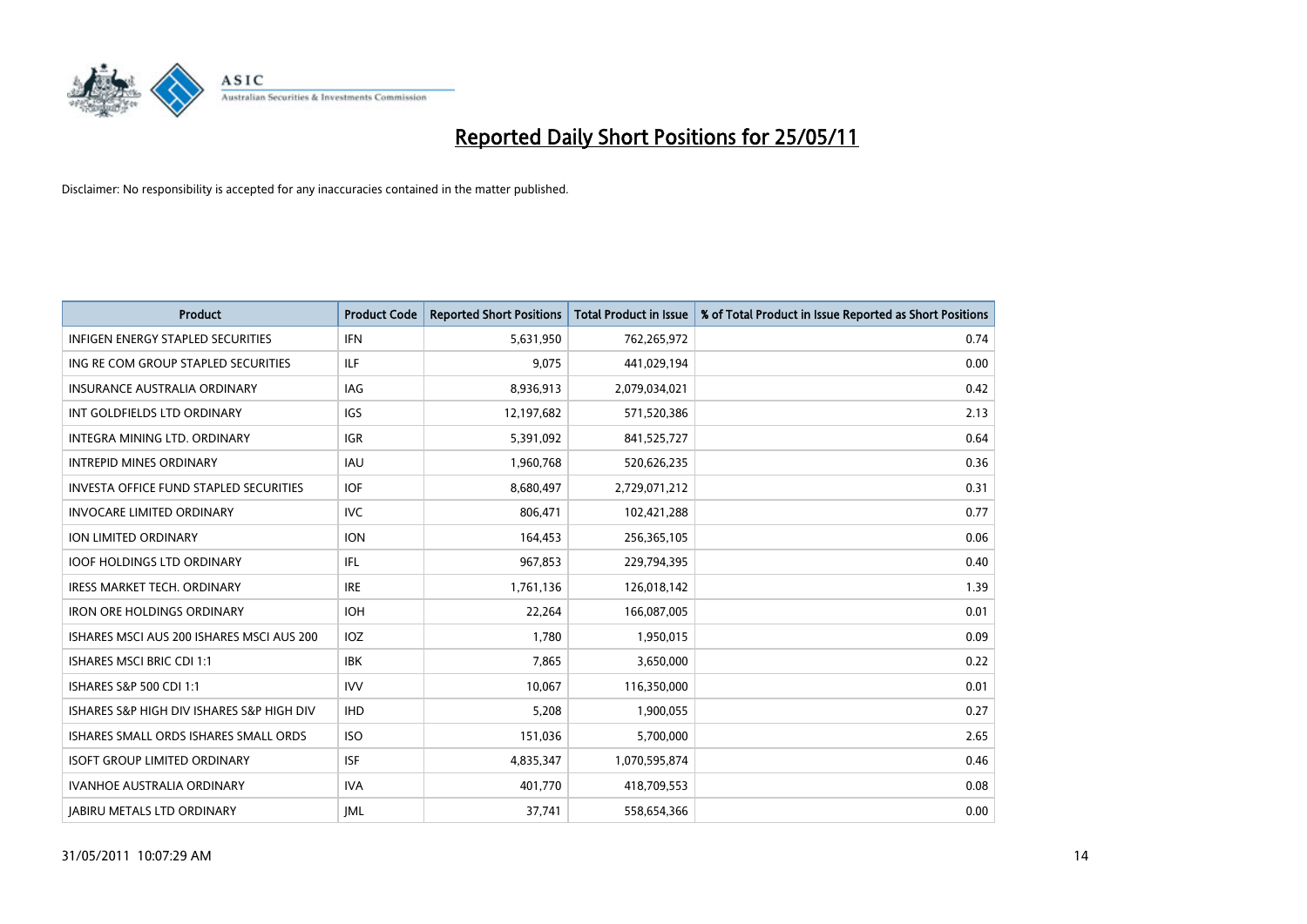# Reported Daily Short Positions for 25/05/11

Disclaimer: No responsibility is accepted for any inaccuracies contained in the matter published.

| Product | Product Code | Reported Short Positions | Total Product in Issue | % of Total Product in Issue Reported as Short Positions |
|---|---|---|---|---|
| INFIGEN ENERGY STAPLED SECURITIES | IFN | 5,631,950 | 762,265,972 | 0.74 |
| ING RE COM GROUP STAPLED SECURITIES | ILF | 9,075 | 441,029,194 | 0.00 |
| INSURANCE AUSTRALIA ORDINARY | IAG | 8,936,913 | 2,079,034,021 | 0.42 |
| INT GOLDFIELDS LTD ORDINARY | IGS | 12,197,682 | 571,520,386 | 2.13 |
| INTEGRA MINING LTD. ORDINARY | IGR | 5,391,092 | 841,525,727 | 0.64 |
| INTREPID MINES ORDINARY | IAU | 1,960,768 | 520,626,235 | 0.36 |
| INVESTA OFFICE FUND STAPLED SECURITIES | IOF | 8,680,497 | 2,729,071,212 | 0.31 |
| INVOCARE LIMITED ORDINARY | IVC | 806,471 | 102,421,288 | 0.77 |
| ION LIMITED ORDINARY | ION | 164,453 | 256,365,105 | 0.06 |
| IOOF HOLDINGS LTD ORDINARY | IFL | 967,853 | 229,794,395 | 0.40 |
| IRESS MARKET TECH. ORDINARY | IRE | 1,761,136 | 126,018,142 | 1.39 |
| IRON ORE HOLDINGS ORDINARY | IOH | 22,264 | 166,087,005 | 0.01 |
| ISHARES MSCI AUS 200 ISHARES MSCI AUS 200 | IOZ | 1,780 | 1,950,015 | 0.09 |
| ISHARES MSCI BRIC CDI 1:1 | IBK | 7,865 | 3,650,000 | 0.22 |
| ISHARES S&P 500 CDI 1:1 | IVV | 10,067 | 116,350,000 | 0.01 |
| ISHARES S&P HIGH DIV ISHARES S&P HIGH DIV | IHD | 5,208 | 1,900,055 | 0.27 |
| ISHARES SMALL ORDS ISHARES SMALL ORDS | ISO | 151,036 | 5,700,000 | 2.65 |
| ISOFT GROUP LIMITED ORDINARY | ISF | 4,835,347 | 1,070,595,874 | 0.46 |
| IVANHOE AUSTRALIA ORDINARY | IVA | 401,770 | 418,709,553 | 0.08 |
| JABIRU METALS LTD ORDINARY | JML | 37,741 | 558,654,366 | 0.00 |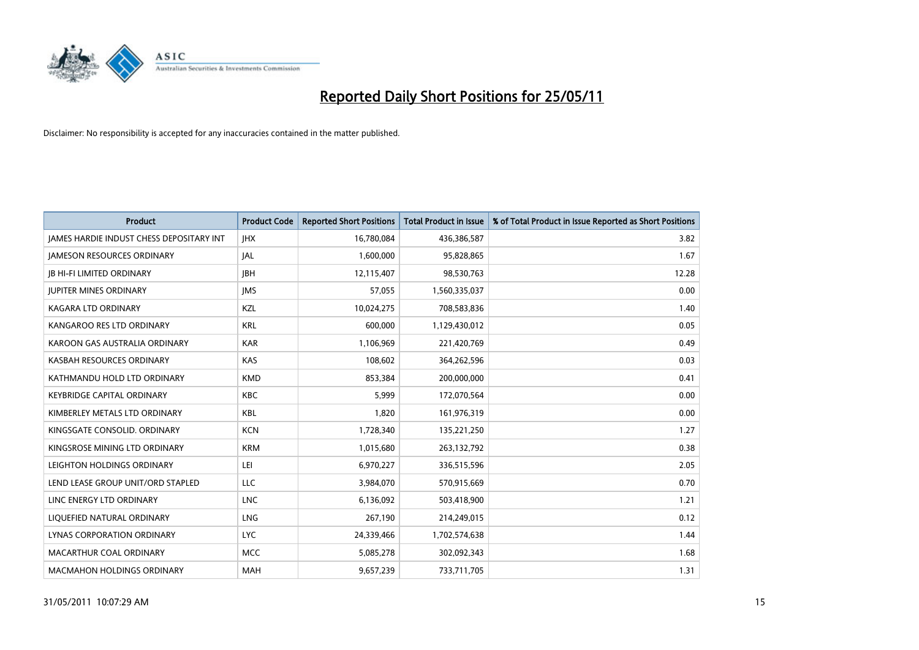# Reported Daily Short Positions for 25/05/11

Disclaimer: No responsibility is accepted for any inaccuracies contained in the matter published.

| Product | Product Code | Reported Short Positions | Total Product in Issue | % of Total Product in Issue Reported as Short Positions |
|---|---|---|---|---|
| JAMES HARDIE INDUST CHESS DEPOSITARY INT | JHX | 16,780,084 | 436,386,587 | 3.82 |
| JAMESON RESOURCES ORDINARY | JAL | 1,600,000 | 95,828,865 | 1.67 |
| JB HI-FI LIMITED ORDINARY | JBH | 12,115,407 | 98,530,763 | 12.28 |
| JUPITER MINES ORDINARY | JMS | 57,055 | 1,560,335,037 | 0.00 |
| KAGARA LTD ORDINARY | KZL | 10,024,275 | 708,583,836 | 1.40 |
| KANGAROO RES LTD ORDINARY | KRL | 600,000 | 1,129,430,012 | 0.05 |
| KAROON GAS AUSTRALIA ORDINARY | KAR | 1,106,969 | 221,420,769 | 0.49 |
| KASBAH RESOURCES ORDINARY | KAS | 108,602 | 364,262,596 | 0.03 |
| KATHMANDU HOLD LTD ORDINARY | KMD | 853,384 | 200,000,000 | 0.41 |
| KEYBRIDGE CAPITAL ORDINARY | KBC | 5,999 | 172,070,564 | 0.00 |
| KIMBERLEY METALS LTD ORDINARY | KBL | 1,820 | 161,976,319 | 0.00 |
| KINGSGATE CONSOLID. ORDINARY | KCN | 1,728,340 | 135,221,250 | 1.27 |
| KINGSROSE MINING LTD ORDINARY | KRM | 1,015,680 | 263,132,792 | 0.38 |
| LEIGHTON HOLDINGS ORDINARY | LEI | 6,970,227 | 336,515,596 | 2.05 |
| LEND LEASE GROUP UNIT/ORD STAPLED | LLC | 3,984,070 | 570,915,669 | 0.70 |
| LINC ENERGY LTD ORDINARY | LNC | 6,136,092 | 503,418,900 | 1.21 |
| LIQUEFIED NATURAL ORDINARY | LNG | 267,190 | 214,249,015 | 0.12 |
| LYNAS CORPORATION ORDINARY | LYC | 24,339,466 | 1,702,574,638 | 1.44 |
| MACARTHUR COAL ORDINARY | MCC | 5,085,278 | 302,092,343 | 1.68 |
| MACMAHON HOLDINGS ORDINARY | MAH | 9,657,239 | 733,711,705 | 1.31 |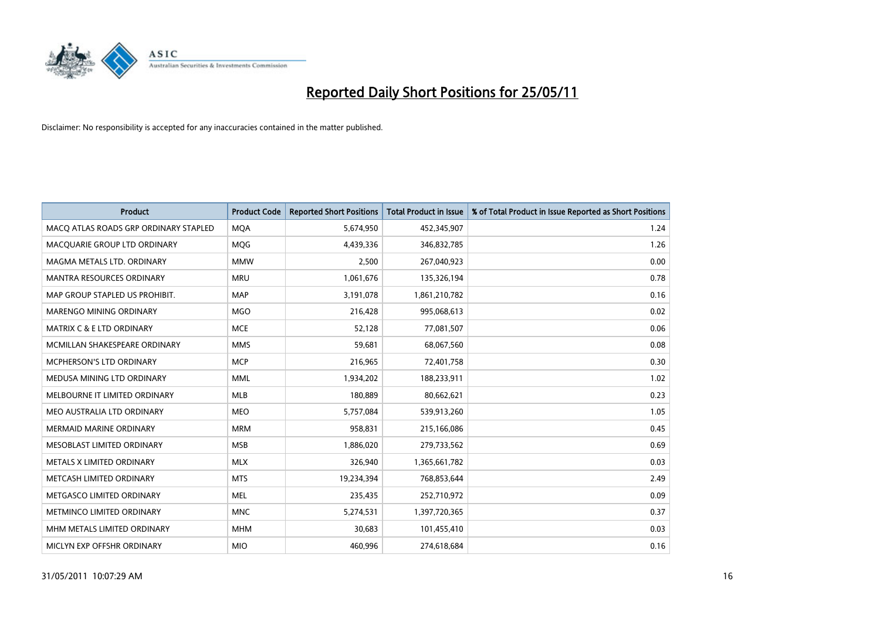# Reported Daily Short Positions for 25/05/11

Disclaimer: No responsibility is accepted for any inaccuracies contained in the matter published.

| Product | Product Code | Reported Short Positions | Total Product in Issue | % of Total Product in Issue Reported as Short Positions |
|---|---|---|---|---|
| MACQ ATLAS ROADS GRP ORDINARY STAPLED | MQA | 5,674,950 | 452,345,907 | 1.24 |
| MACQUARIE GROUP LTD ORDINARY | MQG | 4,439,336 | 346,832,785 | 1.26 |
| MAGMA METALS LTD. ORDINARY | MMW | 2,500 | 267,040,923 | 0.00 |
| MANTRA RESOURCES ORDINARY | MRU | 1,061,676 | 135,326,194 | 0.78 |
| MAP GROUP STAPLED US PROHIBIT. | MAP | 3,191,078 | 1,861,210,782 | 0.16 |
| MARENGO MINING ORDINARY | MGO | 216,428 | 995,068,613 | 0.02 |
| MATRIX C & E LTD ORDINARY | MCE | 52,128 | 77,081,507 | 0.06 |
| MCMILLAN SHAKESPEARE ORDINARY | MMS | 59,681 | 68,067,560 | 0.08 |
| MCPHERSON'S LTD ORDINARY | MCP | 216,965 | 72,401,758 | 0.30 |
| MEDUSA MINING LTD ORDINARY | MML | 1,934,202 | 188,233,911 | 1.02 |
| MELBOURNE IT LIMITED ORDINARY | MLB | 180,889 | 80,662,621 | 0.23 |
| MEO AUSTRALIA LTD ORDINARY | MEO | 5,757,084 | 539,913,260 | 1.05 |
| MERMAID MARINE ORDINARY | MRM | 958,831 | 215,166,086 | 0.45 |
| MESOBLAST LIMITED ORDINARY | MSB | 1,886,020 | 279,733,562 | 0.69 |
| METALS X LIMITED ORDINARY | MLX | 326,940 | 1,365,661,782 | 0.03 |
| METCASH LIMITED ORDINARY | MTS | 19,234,394 | 768,853,644 | 2.49 |
| METGASCO LIMITED ORDINARY | MEL | 235,435 | 252,710,972 | 0.09 |
| METMINCO LIMITED ORDINARY | MNC | 5,274,531 | 1,397,720,365 | 0.37 |
| MHM METALS LIMITED ORDINARY | MHM | 30,683 | 101,455,410 | 0.03 |
| MICLYN EXP OFFSHR ORDINARY | MIO | 460,996 | 274,618,684 | 0.16 |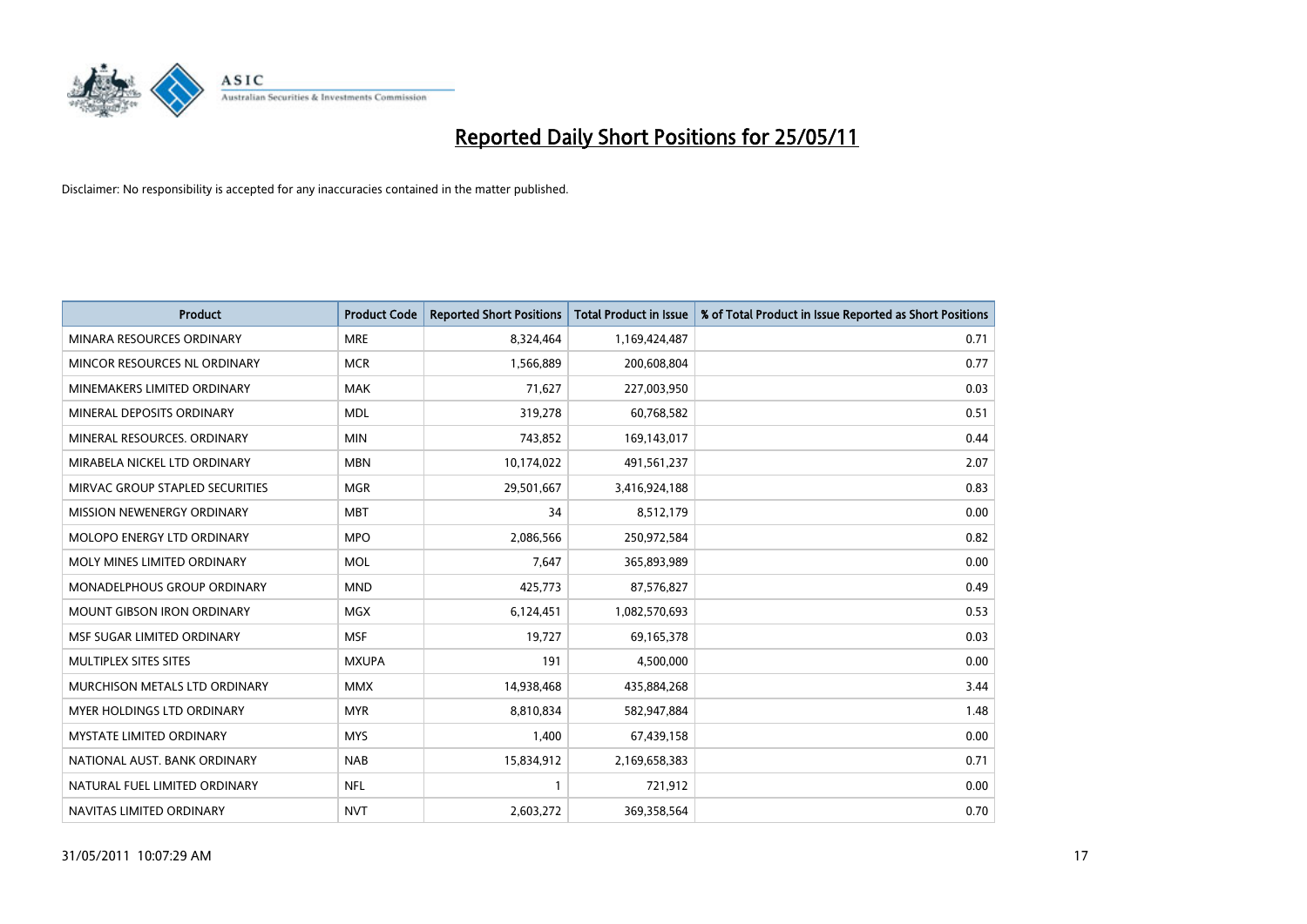# Reported Daily Short Positions for 25/05/11

Disclaimer: No responsibility is accepted for any inaccuracies contained in the matter published.

| Product | Product Code | Reported Short Positions | Total Product in Issue | % of Total Product in Issue Reported as Short Positions |
|---|---|---|---|---|
| MINARA RESOURCES ORDINARY | MRE | 8,324,464 | 1,169,424,487 | 0.71 |
| MINCOR RESOURCES NL ORDINARY | MCR | 1,566,889 | 200,608,804 | 0.77 |
| MINEMAKERS LIMITED ORDINARY | MAK | 71,627 | 227,003,950 | 0.03 |
| MINERAL DEPOSITS ORDINARY | MDL | 319,278 | 60,768,582 | 0.51 |
| MINERAL RESOURCES. ORDINARY | MIN | 743,852 | 169,143,017 | 0.44 |
| MIRABELA NICKEL LTD ORDINARY | MBN | 10,174,022 | 491,561,237 | 2.07 |
| MIRVAC GROUP STAPLED SECURITIES | MGR | 29,501,667 | 3,416,924,188 | 0.83 |
| MISSION NEWENERGY ORDINARY | MBT | 34 | 8,512,179 | 0.00 |
| MOLOPO ENERGY LTD ORDINARY | MPO | 2,086,566 | 250,972,584 | 0.82 |
| MOLY MINES LIMITED ORDINARY | MOL | 7,647 | 365,893,989 | 0.00 |
| MONADELPHOUS GROUP ORDINARY | MND | 425,773 | 87,576,827 | 0.49 |
| MOUNT GIBSON IRON ORDINARY | MGX | 6,124,451 | 1,082,570,693 | 0.53 |
| MSF SUGAR LIMITED ORDINARY | MSF | 19,727 | 69,165,378 | 0.03 |
| MULTIPLEX SITES SITES | MXUPA | 191 | 4,500,000 | 0.00 |
| MURCHISON METALS LTD ORDINARY | MMX | 14,938,468 | 435,884,268 | 3.44 |
| MYER HOLDINGS LTD ORDINARY | MYR | 8,810,834 | 582,947,884 | 1.48 |
| MYSTATE LIMITED ORDINARY | MYS | 1,400 | 67,439,158 | 0.00 |
| NATIONAL AUST. BANK ORDINARY | NAB | 15,834,912 | 2,169,658,383 | 0.71 |
| NATURAL FUEL LIMITED ORDINARY | NFL | 1 | 721,912 | 0.00 |
| NAVITAS LIMITED ORDINARY | NVT | 2,603,272 | 369,358,564 | 0.70 |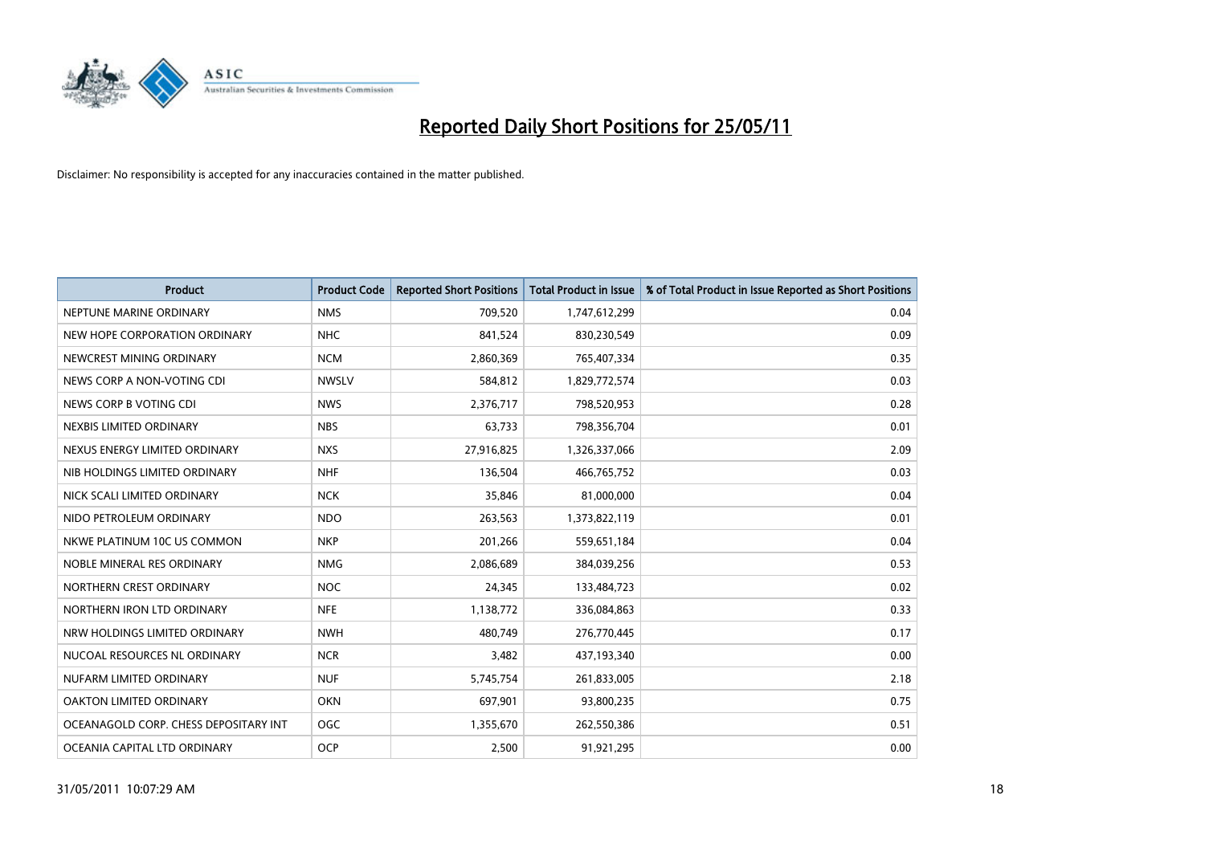# Reported Daily Short Positions for 25/05/11

Disclaimer: No responsibility is accepted for any inaccuracies contained in the matter published.

| Product | Product Code | Reported Short Positions | Total Product in Issue | % of Total Product in Issue Reported as Short Positions |
|---|---|---|---|---|
| NEPTUNE MARINE ORDINARY | NMS | 709,520 | 1,747,612,299 | 0.04 |
| NEW HOPE CORPORATION ORDINARY | NHC | 841,524 | 830,230,549 | 0.09 |
| NEWCREST MINING ORDINARY | NCM | 2,860,369 | 765,407,334 | 0.35 |
| NEWS CORP A NON-VOTING CDI | NWSLV | 584,812 | 1,829,772,574 | 0.03 |
| NEWS CORP B VOTING CDI | NWS | 2,376,717 | 798,520,953 | 0.28 |
| NEXBIS LIMITED ORDINARY | NBS | 63,733 | 798,356,704 | 0.01 |
| NEXUS ENERGY LIMITED ORDINARY | NXS | 27,916,825 | 1,326,337,066 | 2.09 |
| NIB HOLDINGS LIMITED ORDINARY | NHF | 136,504 | 466,765,752 | 0.03 |
| NICK SCALI LIMITED ORDINARY | NCK | 35,846 | 81,000,000 | 0.04 |
| NIDO PETROLEUM ORDINARY | NDO | 263,563 | 1,373,822,119 | 0.01 |
| NKWE PLATINUM 10C US COMMON | NKP | 201,266 | 559,651,184 | 0.04 |
| NOBLE MINERAL RES ORDINARY | NMG | 2,086,689 | 384,039,256 | 0.53 |
| NORTHERN CREST ORDINARY | NOC | 24,345 | 133,484,723 | 0.02 |
| NORTHERN IRON LTD ORDINARY | NFE | 1,138,772 | 336,084,863 | 0.33 |
| NRW HOLDINGS LIMITED ORDINARY | NWH | 480,749 | 276,770,445 | 0.17 |
| NUCOAL RESOURCES NL ORDINARY | NCR | 3,482 | 437,193,340 | 0.00 |
| NUFARM LIMITED ORDINARY | NUF | 5,745,754 | 261,833,005 | 2.18 |
| OAKTON LIMITED ORDINARY | OKN | 697,901 | 93,800,235 | 0.75 |
| OCEANAGOLD CORP. CHESS DEPOSITARY INT | OGC | 1,355,670 | 262,550,386 | 0.51 |
| OCEANIA CAPITAL LTD ORDINARY | OCP | 2,500 | 91,921,295 | 0.00 |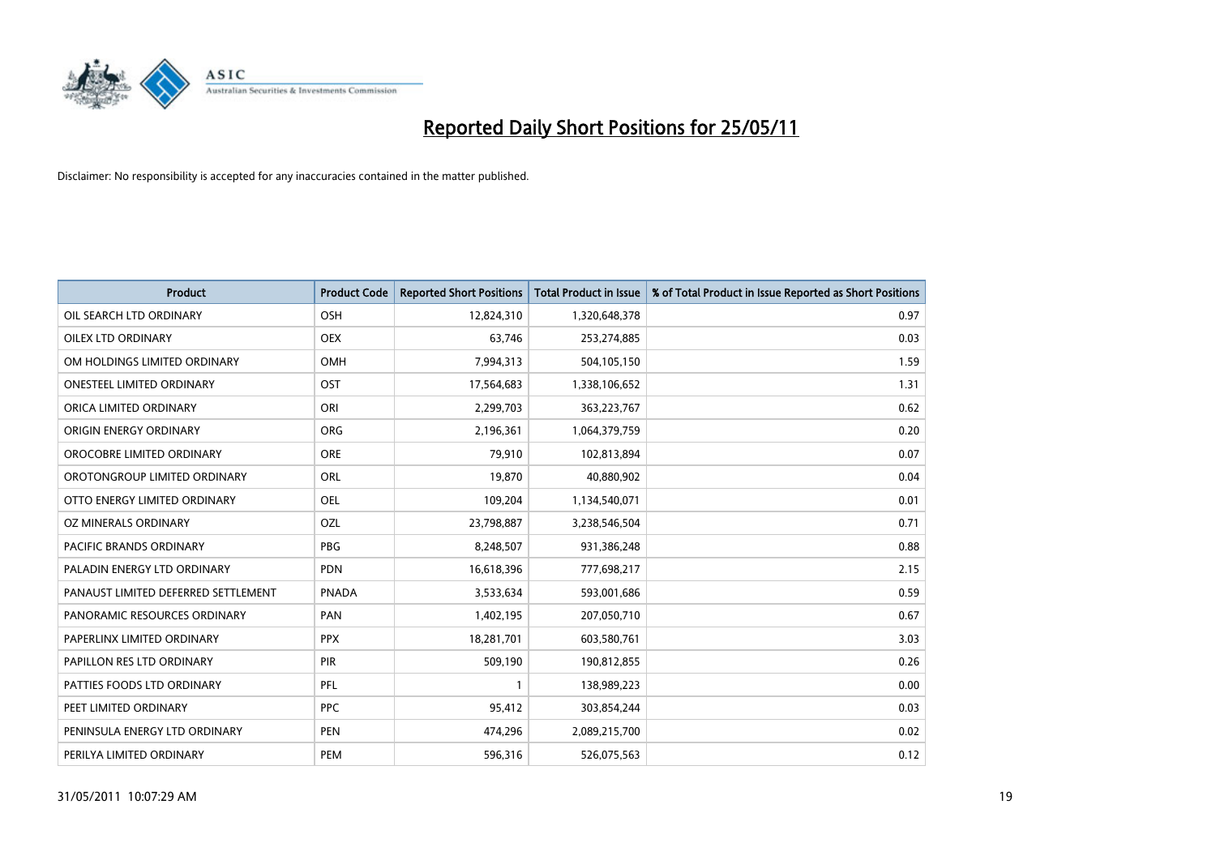# Reported Daily Short Positions for 25/05/11

Disclaimer: No responsibility is accepted for any inaccuracies contained in the matter published.

| Product | Product Code | Reported Short Positions | Total Product in Issue | % of Total Product in Issue Reported as Short Positions |
|---|---|---|---|---|
| OIL SEARCH LTD ORDINARY | OSH | 12,824,310 | 1,320,648,378 | 0.97 |
| OILEX LTD ORDINARY | OEX | 63,746 | 253,274,885 | 0.03 |
| OM HOLDINGS LIMITED ORDINARY | OMH | 7,994,313 | 504,105,150 | 1.59 |
| ONESTEEL LIMITED ORDINARY | OST | 17,564,683 | 1,338,106,652 | 1.31 |
| ORICA LIMITED ORDINARY | ORI | 2,299,703 | 363,223,767 | 0.62 |
| ORIGIN ENERGY ORDINARY | ORG | 2,196,361 | 1,064,379,759 | 0.20 |
| OROCOBRE LIMITED ORDINARY | ORE | 79,910 | 102,813,894 | 0.07 |
| OROTONGROUP LIMITED ORDINARY | ORL | 19,870 | 40,880,902 | 0.04 |
| OTTO ENERGY LIMITED ORDINARY | OEL | 109,204 | 1,134,540,071 | 0.01 |
| OZ MINERALS ORDINARY | OZL | 23,798,887 | 3,238,546,504 | 0.71 |
| PACIFIC BRANDS ORDINARY | PBG | 8,248,507 | 931,386,248 | 0.88 |
| PALADIN ENERGY LTD ORDINARY | PDN | 16,618,396 | 777,698,217 | 2.15 |
| PANAUST LIMITED DEFERRED SETTLEMENT | PNADA | 3,533,634 | 593,001,686 | 0.59 |
| PANORAMIC RESOURCES ORDINARY | PAN | 1,402,195 | 207,050,710 | 0.67 |
| PAPERLINX LIMITED ORDINARY | PPX | 18,281,701 | 603,580,761 | 3.03 |
| PAPILLON RES LTD ORDINARY | PIR | 509,190 | 190,812,855 | 0.26 |
| PATTIES FOODS LTD ORDINARY | PFL | 1 | 138,989,223 | 0.00 |
| PEET LIMITED ORDINARY | PPC | 95,412 | 303,854,244 | 0.03 |
| PENINSULA ENERGY LTD ORDINARY | PEN | 474,296 | 2,089,215,700 | 0.02 |
| PERILYA LIMITED ORDINARY | PEM | 596,316 | 526,075,563 | 0.12 |

31/05/2011 10:07:29 AM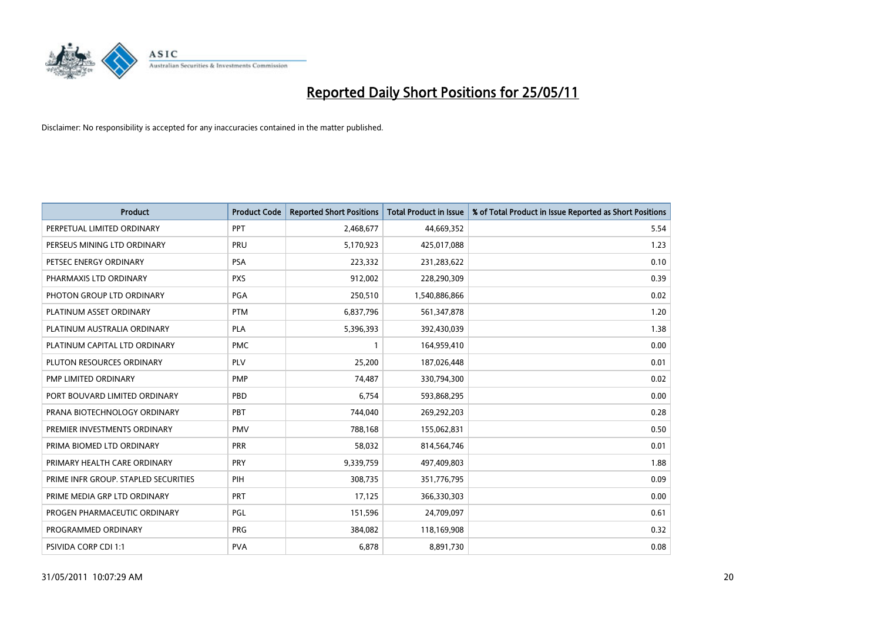# Reported Daily Short Positions for 25/05/11

Disclaimer: No responsibility is accepted for any inaccuracies contained in the matter published.

| Product | Product Code | Reported Short Positions | Total Product in Issue | % of Total Product in Issue Reported as Short Positions |
|---|---|---|---|---|
| PERPETUAL LIMITED ORDINARY | PPT | 2,468,677 | 44,669,352 | 5.54 |
| PERSEUS MINING LTD ORDINARY | PRU | 5,170,923 | 425,017,088 | 1.23 |
| PETSEC ENERGY ORDINARY | PSA | 223,332 | 231,283,622 | 0.10 |
| PHARMAXIS LTD ORDINARY | PXS | 912,002 | 228,290,309 | 0.39 |
| PHOTON GROUP LTD ORDINARY | PGA | 250,510 | 1,540,886,866 | 0.02 |
| PLATINUM ASSET ORDINARY | PTM | 6,837,796 | 561,347,878 | 1.20 |
| PLATINUM AUSTRALIA ORDINARY | PLA | 5,396,393 | 392,430,039 | 1.38 |
| PLATINUM CAPITAL LTD ORDINARY | PMC | 1 | 164,959,410 | 0.00 |
| PLUTON RESOURCES ORDINARY | PLV | 25,200 | 187,026,448 | 0.01 |
| PMP LIMITED ORDINARY | PMP | 74,487 | 330,794,300 | 0.02 |
| PORT BOUVARD LIMITED ORDINARY | PBD | 6,754 | 593,868,295 | 0.00 |
| PRANA BIOTECHNOLOGY ORDINARY | PBT | 744,040 | 269,292,203 | 0.28 |
| PREMIER INVESTMENTS ORDINARY | PMV | 788,168 | 155,062,831 | 0.50 |
| PRIMA BIOMED LTD ORDINARY | PRR | 58,032 | 814,564,746 | 0.01 |
| PRIMARY HEALTH CARE ORDINARY | PRY | 9,339,759 | 497,409,803 | 1.88 |
| PRIME INFR GROUP. STAPLED SECURITIES | PIH | 308,735 | 351,776,795 | 0.09 |
| PRIME MEDIA GRP LTD ORDINARY | PRT | 17,125 | 366,330,303 | 0.00 |
| PROGEN PHARMACEUTIC ORDINARY | PGL | 151,596 | 24,709,097 | 0.61 |
| PROGRAMMED ORDINARY | PRG | 384,082 | 118,169,908 | 0.32 |
| PSIVIDA CORP CDI 1:1 | PVA | 6,878 | 8,891,730 | 0.08 |

31/05/2011 10:07:29 AM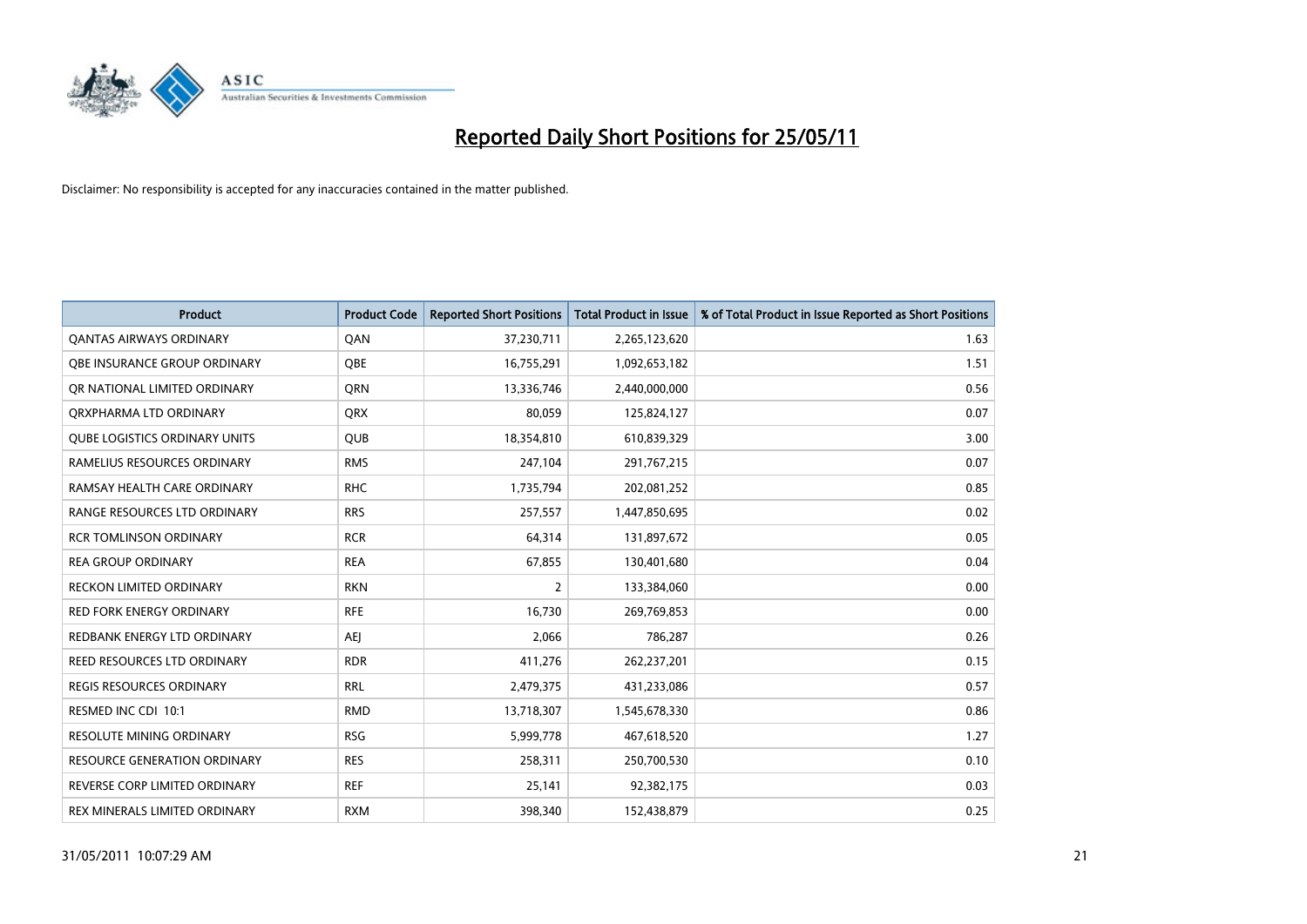# Reported Daily Short Positions for 25/05/11

Disclaimer: No responsibility is accepted for any inaccuracies contained in the matter published.

| Product | Product Code | Reported Short Positions | Total Product in Issue | % of Total Product in Issue Reported as Short Positions |
|---|---|---|---|---|
| QANTAS AIRWAYS ORDINARY | QAN | 37,230,711 | 2,265,123,620 | 1.63 |
| QBE INSURANCE GROUP ORDINARY | QBE | 16,755,291 | 1,092,653,182 | 1.51 |
| QR NATIONAL LIMITED ORDINARY | QRN | 13,336,746 | 2,440,000,000 | 0.56 |
| QRXPHARMA LTD ORDINARY | QRX | 80,059 | 125,824,127 | 0.07 |
| QUBE LOGISTICS ORDINARY UNITS | QUB | 18,354,810 | 610,839,329 | 3.00 |
| RAMELIUS RESOURCES ORDINARY | RMS | 247,104 | 291,767,215 | 0.07 |
| RAMSAY HEALTH CARE ORDINARY | RHC | 1,735,794 | 202,081,252 | 0.85 |
| RANGE RESOURCES LTD ORDINARY | RRS | 257,557 | 1,447,850,695 | 0.02 |
| RCR TOMLINSON ORDINARY | RCR | 64,314 | 131,897,672 | 0.05 |
| REA GROUP ORDINARY | REA | 67,855 | 130,401,680 | 0.04 |
| RECKON LIMITED ORDINARY | RKN | 2 | 133,384,060 | 0.00 |
| RED FORK ENERGY ORDINARY | RFE | 16,730 | 269,769,853 | 0.00 |
| REDBANK ENERGY LTD ORDINARY | AEJ | 2,066 | 786,287 | 0.26 |
| REED RESOURCES LTD ORDINARY | RDR | 411,276 | 262,237,201 | 0.15 |
| REGIS RESOURCES ORDINARY | RRL | 2,479,375 | 431,233,086 | 0.57 |
| RESMED INC CDI 10:1 | RMD | 13,718,307 | 1,545,678,330 | 0.86 |
| RESOLUTE MINING ORDINARY | RSG | 5,999,778 | 467,618,520 | 1.27 |
| RESOURCE GENERATION ORDINARY | RES | 258,311 | 250,700,530 | 0.10 |
| REVERSE CORP LIMITED ORDINARY | REF | 25,141 | 92,382,175 | 0.03 |
| REX MINERALS LIMITED ORDINARY | RXM | 398,340 | 152,438,879 | 0.25 |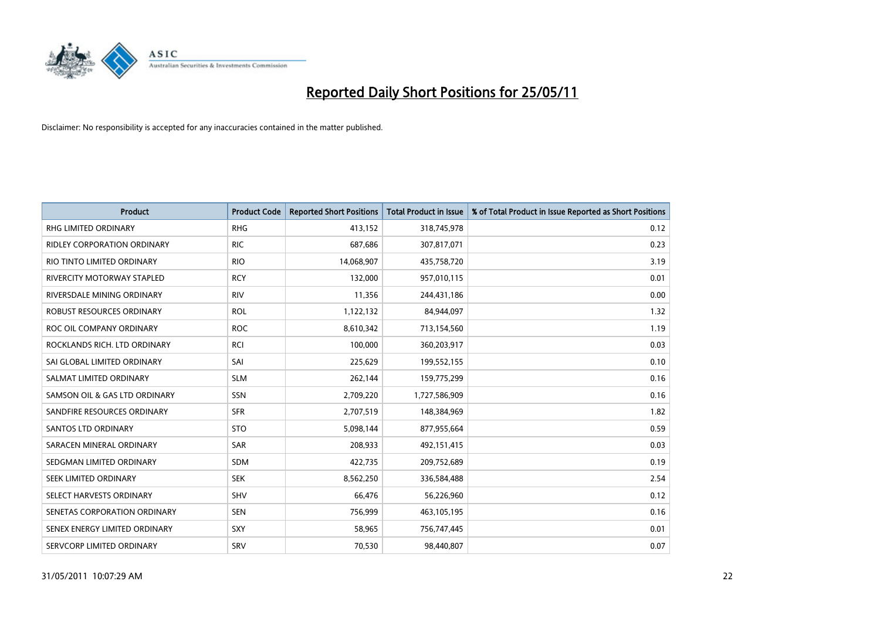# Reported Daily Short Positions for 25/05/11

Disclaimer: No responsibility is accepted for any inaccuracies contained in the matter published.

| Product | Product Code | Reported Short Positions | Total Product in Issue | % of Total Product in Issue Reported as Short Positions |
|---|---|---|---|---|
| RHG LIMITED ORDINARY | RHG | 413,152 | 318,745,978 | 0.12 |
| RIDLEY CORPORATION ORDINARY | RIC | 687,686 | 307,817,071 | 0.23 |
| RIO TINTO LIMITED ORDINARY | RIO | 14,068,907 | 435,758,720 | 3.19 |
| RIVERCITY MOTORWAY STAPLED | RCY | 132,000 | 957,010,115 | 0.01 |
| RIVERSDALE MINING ORDINARY | RIV | 11,356 | 244,431,186 | 0.00 |
| ROBUST RESOURCES ORDINARY | ROL | 1,122,132 | 84,944,097 | 1.32 |
| ROC OIL COMPANY ORDINARY | ROC | 8,610,342 | 713,154,560 | 1.19 |
| ROCKLANDS RICH. LTD ORDINARY | RCI | 100,000 | 360,203,917 | 0.03 |
| SAI GLOBAL LIMITED ORDINARY | SAI | 225,629 | 199,552,155 | 0.10 |
| SALMAT LIMITED ORDINARY | SLM | 262,144 | 159,775,299 | 0.16 |
| SAMSON OIL & GAS LTD ORDINARY | SSN | 2,709,220 | 1,727,586,909 | 0.16 |
| SANDFIRE RESOURCES ORDINARY | SFR | 2,707,519 | 148,384,969 | 1.82 |
| SANTOS LTD ORDINARY | STO | 5,098,144 | 877,955,664 | 0.59 |
| SARACEN MINERAL ORDINARY | SAR | 208,933 | 492,151,415 | 0.03 |
| SEDGMAN LIMITED ORDINARY | SDM | 422,735 | 209,752,689 | 0.19 |
| SEEK LIMITED ORDINARY | SEK | 8,562,250 | 336,584,488 | 2.54 |
| SELECT HARVESTS ORDINARY | SHV | 66,476 | 56,226,960 | 0.12 |
| SENETAS CORPORATION ORDINARY | SEN | 756,999 | 463,105,195 | 0.16 |
| SENEX ENERGY LIMITED ORDINARY | SXY | 58,965 | 756,747,445 | 0.01 |
| SERVCORP LIMITED ORDINARY | SRV | 70,530 | 98,440,807 | 0.07 |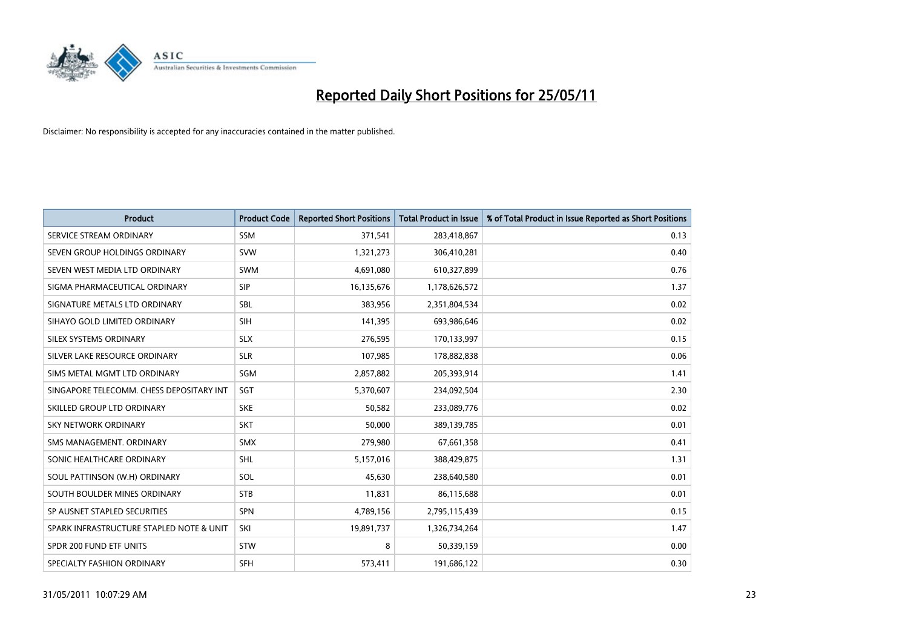# Reported Daily Short Positions for 25/05/11

Disclaimer: No responsibility is accepted for any inaccuracies contained in the matter published.

| Product | Product Code | Reported Short Positions | Total Product in Issue | % of Total Product in Issue Reported as Short Positions |
|---|---|---|---|---|
| SERVICE STREAM ORDINARY | SSM | 371,541 | 283,418,867 | 0.13 |
| SEVEN GROUP HOLDINGS ORDINARY | SVW | 1,321,273 | 306,410,281 | 0.40 |
| SEVEN WEST MEDIA LTD ORDINARY | SWM | 4,691,080 | 610,327,899 | 0.76 |
| SIGMA PHARMACEUTICAL ORDINARY | SIP | 16,135,676 | 1,178,626,572 | 1.37 |
| SIGNATURE METALS LTD ORDINARY | SBL | 383,956 | 2,351,804,534 | 0.02 |
| SIHAYO GOLD LIMITED ORDINARY | SIH | 141,395 | 693,986,646 | 0.02 |
| SILEX SYSTEMS ORDINARY | SLX | 276,595 | 170,133,997 | 0.15 |
| SILVER LAKE RESOURCE ORDINARY | SLR | 107,985 | 178,882,838 | 0.06 |
| SIMS METAL MGMT LTD ORDINARY | SGM | 2,857,882 | 205,393,914 | 1.41 |
| SINGAPORE TELECOMM. CHESS DEPOSITARY INT | SGT | 5,370,607 | 234,092,504 | 2.30 |
| SKILLED GROUP LTD ORDINARY | SKE | 50,582 | 233,089,776 | 0.02 |
| SKY NETWORK ORDINARY | SKT | 50,000 | 389,139,785 | 0.01 |
| SMS MANAGEMENT. ORDINARY | SMX | 279,980 | 67,661,358 | 0.41 |
| SONIC HEALTHCARE ORDINARY | SHL | 5,157,016 | 388,429,875 | 1.31 |
| SOUL PATTINSON (W.H) ORDINARY | SOL | 45,630 | 238,640,580 | 0.01 |
| SOUTH BOULDER MINES ORDINARY | STB | 11,831 | 86,115,688 | 0.01 |
| SP AUSNET STAPLED SECURITIES | SPN | 4,789,156 | 2,795,115,439 | 0.15 |
| SPARK INFRASTRUCTURE STAPLED NOTE & UNIT | SKI | 19,891,737 | 1,326,734,264 | 1.47 |
| SPDR 200 FUND ETF UNITS | STW | 8 | 50,339,159 | 0.00 |
| SPECIALTY FASHION ORDINARY | SFH | 573,411 | 191,686,122 | 0.30 |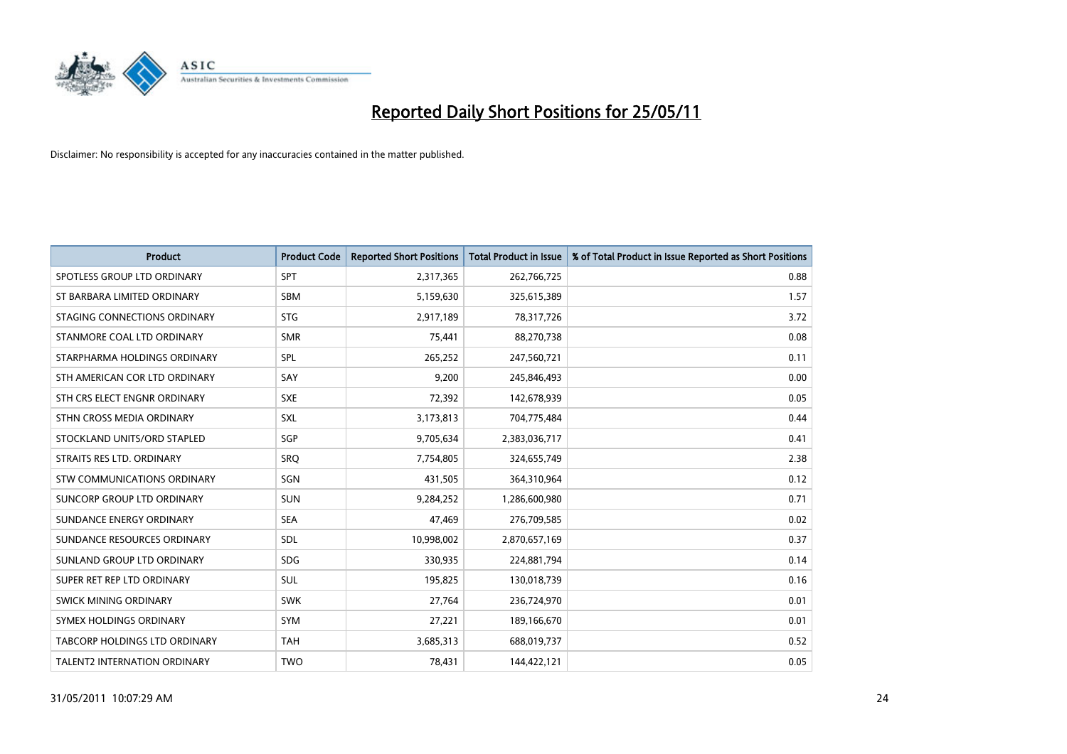# Reported Daily Short Positions for 25/05/11

Disclaimer: No responsibility is accepted for any inaccuracies contained in the matter published.

| Product | Product Code | Reported Short Positions | Total Product in Issue | % of Total Product in Issue Reported as Short Positions |
|---|---|---|---|---|
| SPOTLESS GROUP LTD ORDINARY | SPT | 2,317,365 | 262,766,725 | 0.88 |
| ST BARBARA LIMITED ORDINARY | SBM | 5,159,630 | 325,615,389 | 1.57 |
| STAGING CONNECTIONS ORDINARY | STG | 2,917,189 | 78,317,726 | 3.72 |
| STANMORE COAL LTD ORDINARY | SMR | 75,441 | 88,270,738 | 0.08 |
| STARPHARMA HOLDINGS ORDINARY | SPL | 265,252 | 247,560,721 | 0.11 |
| STH AMERICAN COR LTD ORDINARY | SAY | 9,200 | 245,846,493 | 0.00 |
| STH CRS ELECT ENGNR ORDINARY | SXE | 72,392 | 142,678,939 | 0.05 |
| STHN CROSS MEDIA ORDINARY | SXL | 3,173,813 | 704,775,484 | 0.44 |
| STOCKLAND UNITS/ORD STAPLED | SGP | 9,705,634 | 2,383,036,717 | 0.41 |
| STRAITS RES LTD. ORDINARY | SRQ | 7,754,805 | 324,655,749 | 2.38 |
| STW COMMUNICATIONS ORDINARY | SGN | 431,505 | 364,310,964 | 0.12 |
| SUNCORP GROUP LTD ORDINARY | SUN | 9,284,252 | 1,286,600,980 | 0.71 |
| SUNDANCE ENERGY ORDINARY | SEA | 47,469 | 276,709,585 | 0.02 |
| SUNDANCE RESOURCES ORDINARY | SDL | 10,998,002 | 2,870,657,169 | 0.37 |
| SUNLAND GROUP LTD ORDINARY | SDG | 330,935 | 224,881,794 | 0.14 |
| SUPER RET REP LTD ORDINARY | SUL | 195,825 | 130,018,739 | 0.16 |
| SWICK MINING ORDINARY | SWK | 27,764 | 236,724,970 | 0.01 |
| SYMEX HOLDINGS ORDINARY | SYM | 27,221 | 189,166,670 | 0.01 |
| TABCORP HOLDINGS LTD ORDINARY | TAH | 3,685,313 | 688,019,737 | 0.52 |
| TALENT2 INTERNATION ORDINARY | TWO | 78,431 | 144,422,121 | 0.05 |

31/05/2011 10:07:29 AM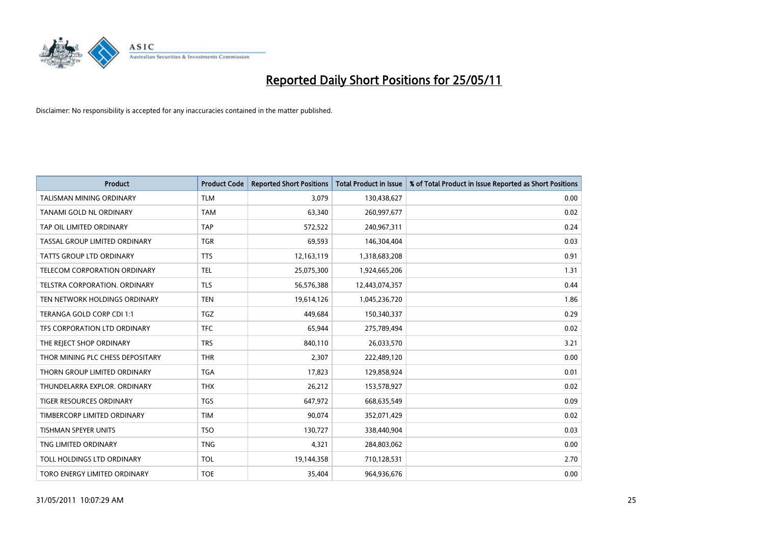# Reported Daily Short Positions for 25/05/11

Disclaimer: No responsibility is accepted for any inaccuracies contained in the matter published.

| Product | Product Code | Reported Short Positions | Total Product in Issue | % of Total Product in Issue Reported as Short Positions |
|---|---|---|---|---|
| TALISMAN MINING ORDINARY | TLM | 3,079 | 130,438,627 | 0.00 |
| TANAMI GOLD NL ORDINARY | TAM | 63,340 | 260,997,677 | 0.02 |
| TAP OIL LIMITED ORDINARY | TAP | 572,522 | 240,967,311 | 0.24 |
| TASSAL GROUP LIMITED ORDINARY | TGR | 69,593 | 146,304,404 | 0.03 |
| TATTS GROUP LTD ORDINARY | TTS | 12,163,119 | 1,318,683,208 | 0.91 |
| TELECOM CORPORATION ORDINARY | TEL | 25,075,300 | 1,924,665,206 | 1.31 |
| TELSTRA CORPORATION. ORDINARY | TLS | 56,576,388 | 12,443,074,357 | 0.44 |
| TEN NETWORK HOLDINGS ORDINARY | TEN | 19,614,126 | 1,045,236,720 | 1.86 |
| TERANGA GOLD CORP CDI 1:1 | TGZ | 449,684 | 150,340,337 | 0.29 |
| TFS CORPORATION LTD ORDINARY | TFC | 65,944 | 275,789,494 | 0.02 |
| THE REJECT SHOP ORDINARY | TRS | 840,110 | 26,033,570 | 3.21 |
| THOR MINING PLC CHESS DEPOSITARY | THR | 2,307 | 222,489,120 | 0.00 |
| THORN GROUP LIMITED ORDINARY | TGA | 17,823 | 129,858,924 | 0.01 |
| THUNDELARRA EXPLOR. ORDINARY | THX | 26,212 | 153,578,927 | 0.02 |
| TIGER RESOURCES ORDINARY | TGS | 647,972 | 668,635,549 | 0.09 |
| TIMBERCORP LIMITED ORDINARY | TIM | 90,074 | 352,071,429 | 0.02 |
| TISHMAN SPEYER UNITS | TSO | 130,727 | 338,440,904 | 0.03 |
| TNG LIMITED ORDINARY | TNG | 4,321 | 284,803,062 | 0.00 |
| TOLL HOLDINGS LTD ORDINARY | TOL | 19,144,358 | 710,128,531 | 2.70 |
| TORO ENERGY LIMITED ORDINARY | TOE | 35,404 | 964,936,676 | 0.00 |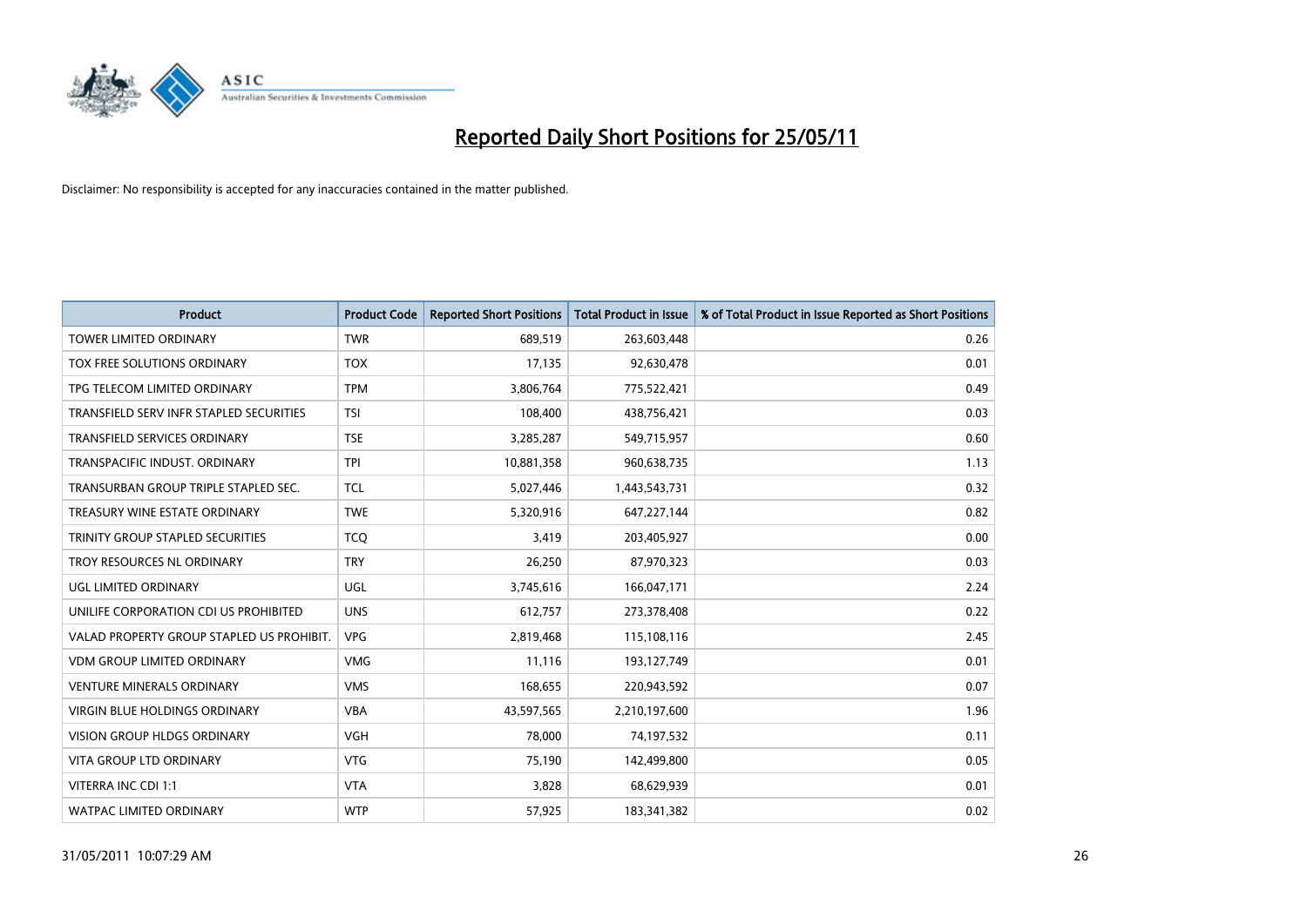# Reported Daily Short Positions for 25/05/11

Disclaimer: No responsibility is accepted for any inaccuracies contained in the matter published.

| Product | Product Code | Reported Short Positions | Total Product in Issue | % of Total Product in Issue Reported as Short Positions |
|---|---|---|---|---|
| TOWER LIMITED ORDINARY | TWR | 689,519 | 263,603,448 | 0.26 |
| TOX FREE SOLUTIONS ORDINARY | TOX | 17,135 | 92,630,478 | 0.01 |
| TPG TELECOM LIMITED ORDINARY | TPM | 3,806,764 | 775,522,421 | 0.49 |
| TRANSFIELD SERV INFR STAPLED SECURITIES | TSI | 108,400 | 438,756,421 | 0.03 |
| TRANSFIELD SERVICES ORDINARY | TSE | 3,285,287 | 549,715,957 | 0.60 |
| TRANSPACIFIC INDUST. ORDINARY | TPI | 10,881,358 | 960,638,735 | 1.13 |
| TRANSURBAN GROUP TRIPLE STAPLED SEC. | TCL | 5,027,446 | 1,443,543,731 | 0.32 |
| TREASURY WINE ESTATE ORDINARY | TWE | 5,320,916 | 647,227,144 | 0.82 |
| TRINITY GROUP STAPLED SECURITIES | TCQ | 3,419 | 203,405,927 | 0.00 |
| TROY RESOURCES NL ORDINARY | TRY | 26,250 | 87,970,323 | 0.03 |
| UGL LIMITED ORDINARY | UGL | 3,745,616 | 166,047,171 | 2.24 |
| UNILIFE CORPORATION CDI US PROHIBITED | UNS | 612,757 | 273,378,408 | 0.22 |
| VALAD PROPERTY GROUP STAPLED US PROHIBIT. | VPG | 2,819,468 | 115,108,116 | 2.45 |
| VDM GROUP LIMITED ORDINARY | VMG | 11,116 | 193,127,749 | 0.01 |
| VENTURE MINERALS ORDINARY | VMS | 168,655 | 220,943,592 | 0.07 |
| VIRGIN BLUE HOLDINGS ORDINARY | VBA | 43,597,565 | 2,210,197,600 | 1.96 |
| VISION GROUP HLDGS ORDINARY | VGH | 78,000 | 74,197,532 | 0.11 |
| VITA GROUP LTD ORDINARY | VTG | 75,190 | 142,499,800 | 0.05 |
| VITERRA INC CDI 1:1 | VTA | 3,828 | 68,629,939 | 0.01 |
| WATPAC LIMITED ORDINARY | WTP | 57,925 | 183,341,382 | 0.02 |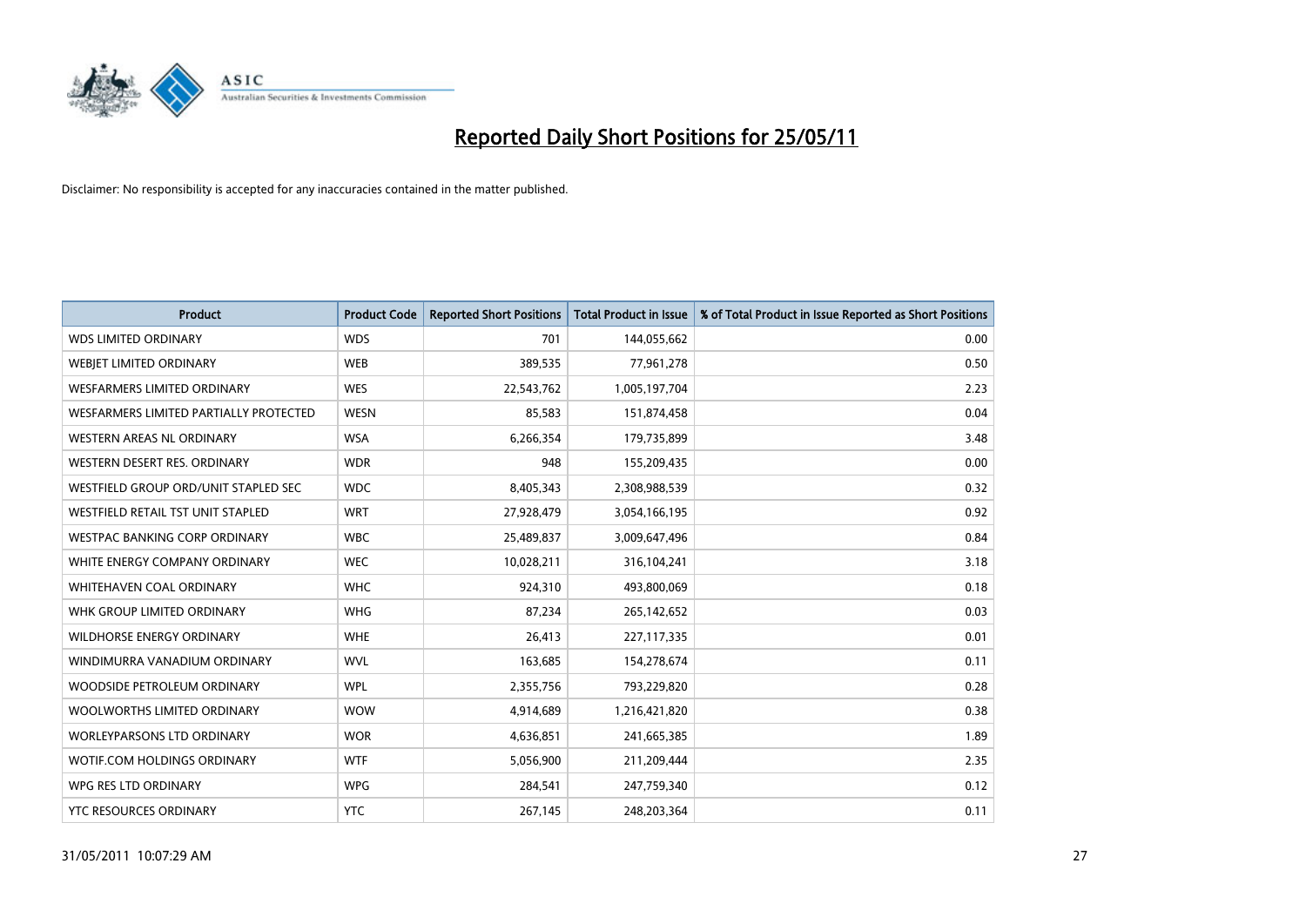# Reported Daily Short Positions for 25/05/11

Disclaimer: No responsibility is accepted for any inaccuracies contained in the matter published.

| Product | Product Code | Reported Short Positions | Total Product in Issue | % of Total Product in Issue Reported as Short Positions |
|---|---|---|---|---|
| WDS LIMITED ORDINARY | WDS | 701 | 144,055,662 | 0.00 |
| WEBJET LIMITED ORDINARY | WEB | 389,535 | 77,961,278 | 0.50 |
| WESFARMERS LIMITED ORDINARY | WES | 22,543,762 | 1,005,197,704 | 2.23 |
| WESFARMERS LIMITED PARTIALLY PROTECTED | WESN | 85,583 | 151,874,458 | 0.04 |
| WESTERN AREAS NL ORDINARY | WSA | 6,266,354 | 179,735,899 | 3.48 |
| WESTERN DESERT RES. ORDINARY | WDR | 948 | 155,209,435 | 0.00 |
| WESTFIELD GROUP ORD/UNIT STAPLED SEC | WDC | 8,405,343 | 2,308,988,539 | 0.32 |
| WESTFIELD RETAIL TST UNIT STAPLED | WRT | 27,928,479 | 3,054,166,195 | 0.92 |
| WESTPAC BANKING CORP ORDINARY | WBC | 25,489,837 | 3,009,647,496 | 0.84 |
| WHITE ENERGY COMPANY ORDINARY | WEC | 10,028,211 | 316,104,241 | 3.18 |
| WHITEHAVEN COAL ORDINARY | WHC | 924,310 | 493,800,069 | 0.18 |
| WHK GROUP LIMITED ORDINARY | WHG | 87,234 | 265,142,652 | 0.03 |
| WILDHORSE ENERGY ORDINARY | WHE | 26,413 | 227,117,335 | 0.01 |
| WINDIMURRA VANADIUM ORDINARY | WVL | 163,685 | 154,278,674 | 0.11 |
| WOODSIDE PETROLEUM ORDINARY | WPL | 2,355,756 | 793,229,820 | 0.28 |
| WOOLWORTHS LIMITED ORDINARY | WOW | 4,914,689 | 1,216,421,820 | 0.38 |
| WORLEYPARSONS LTD ORDINARY | WOR | 4,636,851 | 241,665,385 | 1.89 |
| WOTIF.COM HOLDINGS ORDINARY | WTF | 5,056,900 | 211,209,444 | 2.35 |
| WPG RES LTD ORDINARY | WPG | 284,541 | 247,759,340 | 0.12 |
| YTC RESOURCES ORDINARY | YTC | 267,145 | 248,203,364 | 0.11 |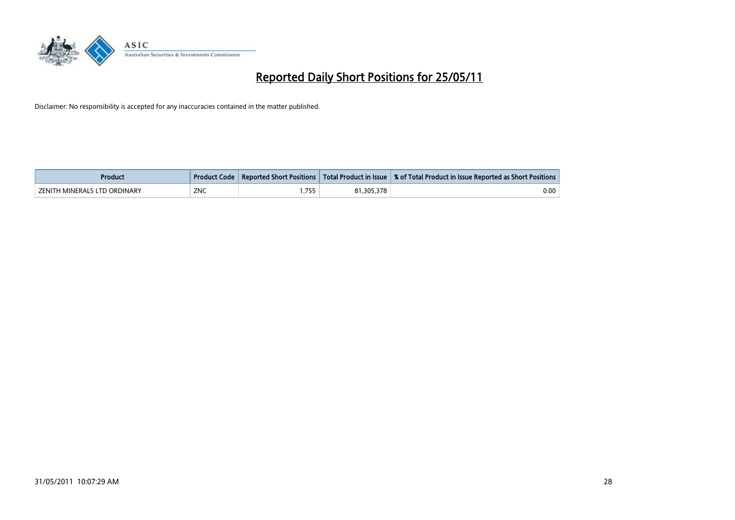# Reported Daily Short Positions for 25/05/11

Disclaimer: No responsibility is accepted for any inaccuracies contained in the matter published.

| Product | Product Code | Reported Short Positions | Total Product in Issue | % of Total Product in Issue Reported as Short Positions |
|---|---|---|---|---|
| ZENITH MINERALS LTD ORDINARY | ZNC | 1,755 | 81,305,378 | 0.00 |

31/05/2011 10:07:29 AM